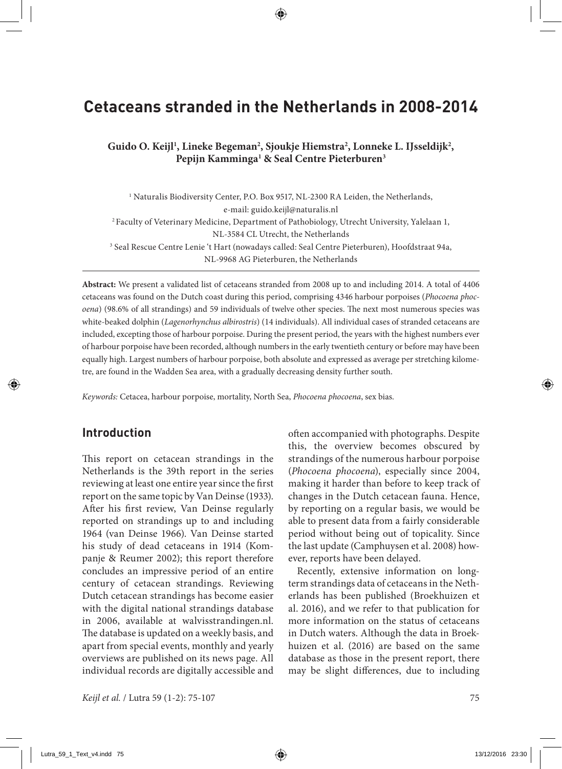# Cetaceans stranded in the Netherlands in 2008-2014

**Guido O. Keijl[1], Lineke Begeman[2], Sjoukje Hiemstra[2], Lonneke L. IJsseldijk[2], Pepijn Kamminga[1] & Seal Centre Pieterburen[3]**

[1] Naturalis Biodiversity Center, P.O. Box 9517, NL-2300 RA Leiden, the Netherlands, e-mail: guido.keijl@naturalis.nl

[2] Faculty of Veterinary Medicine, Department of Pathobiology, Utrecht University, Yalelaan 1, NL-3584 CL Utrecht, the Netherlands

[3] Seal Rescue Centre Lenie 't Hart (nowadays called: Seal Centre Pieterburen), Hoofdstraat 94a, NL-9968 AG Pieterburen, the Netherlands

**Abstract:** We present a validated list of cetaceans stranded from 2008 up to and including 2014. A total of 4406 cetaceans was found on the Dutch coast during this period, comprising 4346 harbour porpoises (*Phocoena phocoena*) (98.6% of all strandings) and 59 individuals of twelve other species. The next most numerous species was white-beaked dolphin (*Lagenorhynchus albirostris*) (14 individuals). All individual cases of stranded cetaceans are included, excepting those of harbour porpoise. During the present period, the years with the highest numbers ever of harbour porpoise have been recorded, although numbers in the early twentieth century or before may have been equally high. Largest numbers of harbour porpoise, both absolute and expressed as average per stretching kilometre, are found in the Wadden Sea area, with a gradually decreasing density further south.

*Keywords:* Cetacea, harbour porpoise, mortality, North Sea, *Phocoena phocoena*, sex bias.

## Introduction

This report on cetacean strandings in the Netherlands is the 39th report in the series reviewing at least one entire year since the first report on the same topic by Van Deinse (1933). After his first review, Van Deinse regularly reported on strandings up to and including 1964 (van Deinse 1966). Van Deinse started his study of dead cetaceans in 1914 (Kompanje & Reumer 2002); this report therefore concludes an impressive period of an entire century of cetacean strandings. Reviewing Dutch cetacean strandings has become easier with the digital national strandings database in 2006, available at walvisstrandingen.nl. The database is updated on a weekly basis, and apart from special events, monthly and yearly overviews are published on its news page. All individual records are digitally accessible and often accompanied with photographs. Despite this, the overview becomes obscured by strandings of the numerous harbour porpoise (*Phocoena phocoena*), especially since 2004, making it harder than before to keep track of changes in the Dutch cetacean fauna. Hence, by reporting on a regular basis, we would be able to present data from a fairly considerable period without being out of topicality. Since the last update (Camphuysen et al. 2008) however, reports have been delayed.

Recently, extensive information on long-term strandings data of cetaceans in the Netherlands has been published (Broekhuizen et al. 2016), and we refer to that publication for more information on the status of cetaceans in Dutch waters. Although the data in Broekhuizen et al. (2016) are based on the same database as those in the present report, there may be slight differences, due to including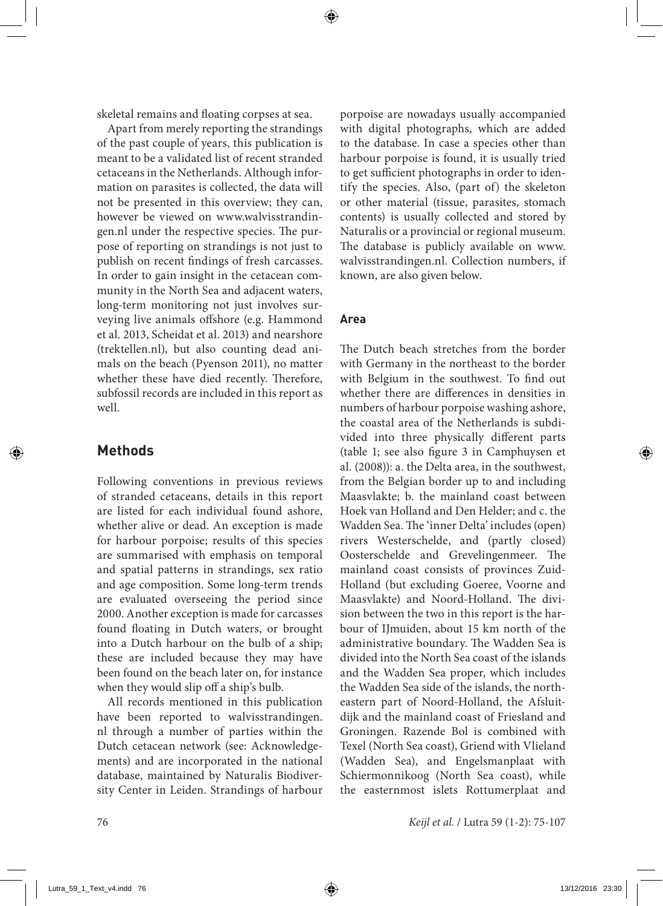skeletal remains and floating corpses at sea.

Apart from merely reporting the strandings of the past couple of years, this publication is meant to be a validated list of recent stranded cetaceans in the Netherlands. Although information on parasites is collected, the data will not be presented in this overview; they can, however be viewed on www.walvisstrandingen.nl under the respective species. The purpose of reporting on strandings is not just to publish on recent findings of fresh carcasses. In order to gain insight in the cetacean community in the North Sea and adjacent waters, long-term monitoring not just involves surveying live animals offshore (e.g. Hammond et al. 2013, Scheidat et al. 2013) and nearshore (trektellen.nl), but also counting dead animals on the beach (Pyenson 2011), no matter whether these have died recently. Therefore, subfossil records are included in this report as well.

## Methods

Following conventions in previous reviews of stranded cetaceans, details in this report are listed for each individual found ashore, whether alive or dead. An exception is made for harbour porpoise; results of this species are summarised with emphasis on temporal and spatial patterns in strandings, sex ratio and age composition. Some long-term trends are evaluated overseeing the period since 2000. Another exception is made for carcasses found floating in Dutch waters, or brought into a Dutch harbour on the bulb of a ship; these are included because they may have been found on the beach later on, for instance when they would slip off a ship's bulb.

All records mentioned in this publication have been reported to walvisstrandingen.nl through a number of parties within the Dutch cetacean network (see: Acknowledgements) and are incorporated in the national database, maintained by Naturalis Biodiversity Center in Leiden. Strandings of harbour porpoise are nowadays usually accompanied with digital photographs, which are added to the database. In case a species other than harbour porpoise is found, it is usually tried to get sufficient photographs in order to identify the species. Also, (part of) the skeleton or other material (tissue, parasites, stomach contents) is usually collected and stored by Naturalis or a provincial or regional museum. The database is publicly available on www.walvisstrandingen.nl. Collection numbers, if known, are also given below.

### Area

The Dutch beach stretches from the border with Germany in the northeast to the border with Belgium in the southwest. To find out whether there are differences in densities in numbers of harbour porpoise washing ashore, the coastal area of the Netherlands is subdivided into three physically different parts (table 1; see also figure 3 in Camphuysen et al. (2008)): a. the Delta area, in the southwest, from the Belgian border up to and including Maasvlakte; b. the mainland coast between Hoek van Holland and Den Helder; and c. the Wadden Sea. The 'inner Delta' includes (open) rivers Westerschelde, and (partly closed) Oosterschelde and Grevelingenmeer. The mainland coast consists of provinces Zuid-Holland (but excluding Goeree, Voorne and Maasvlakte) and Noord-Holland. The division between the two in this report is the harbour of IJmuiden, about 15 km north of the administrative boundary. The Wadden Sea is divided into the North Sea coast of the islands and the Wadden Sea proper, which includes the Wadden Sea side of the islands, the northeastern part of Noord-Holland, the Afsluitdijk and the mainland coast of Friesland and Groningen. Razende Bol is combined with Texel (North Sea coast), Griend with Vlieland (Wadden Sea), and Engelsmanplaat with Schiermonnikoog (North Sea coast), while the easternmost islets Rottumerplaat and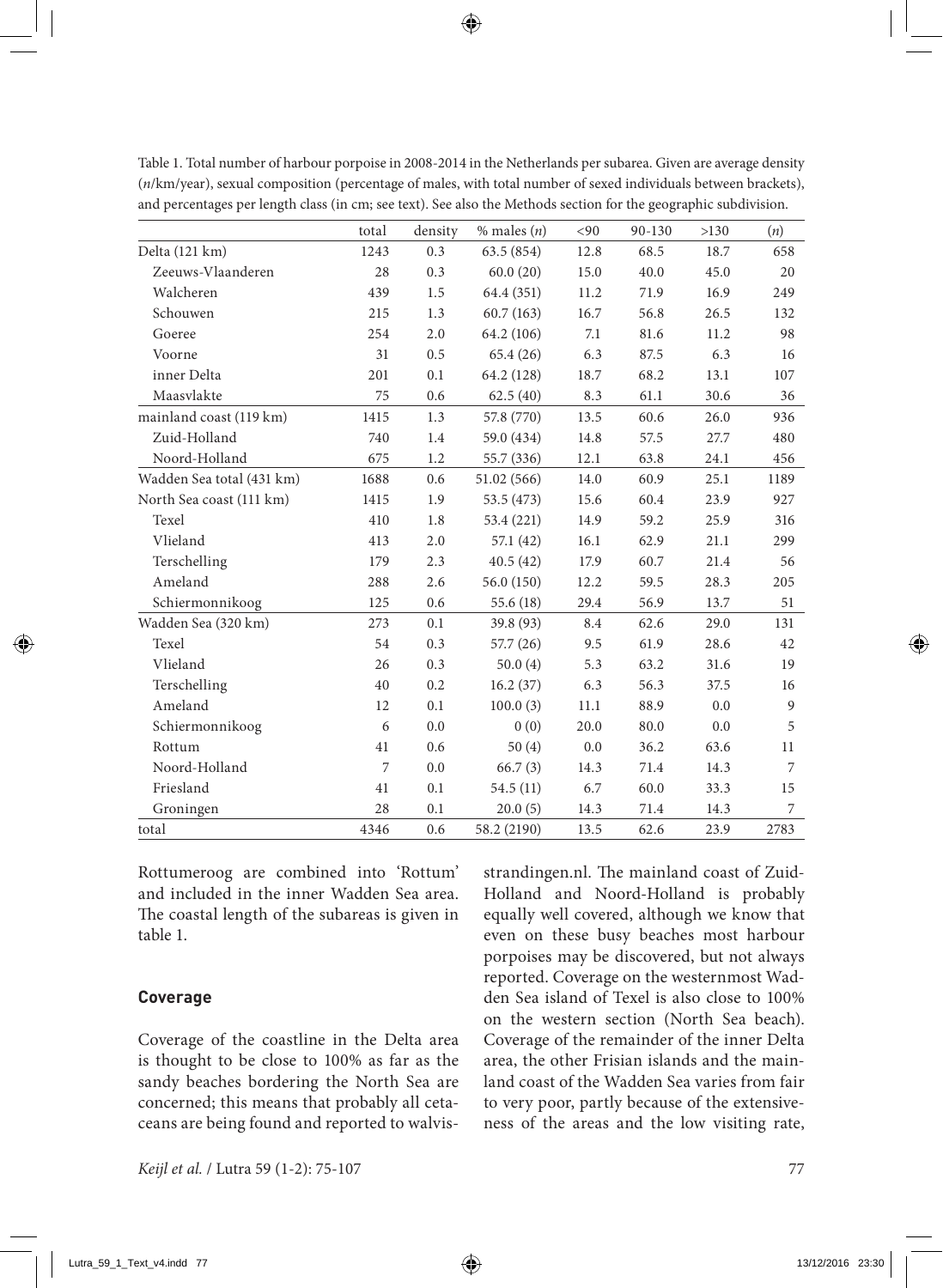Table 1. Total number of harbour porpoise in 2008-2014 in the Netherlands per subarea. Given are average density (*n*/km/year), sexual composition (percentage of males, with total number of sexed individuals between brackets), and percentages per length class (in cm; see text). See also the Methods section for the geographic subdivision.

| | total | density | % males (*n*) | <90 | 90-130 | >130 | (*n*) |
|---|---|---|---|---|---|---|---|
| Delta (121 km) | 1243 | 0.3 | 63.5 (854) | 12.8 | 68.5 | 18.7 | 658 |
| Zeeuws-Vlaanderen | 28 | 0.3 | 60.0 (20) | 15.0 | 40.0 | 45.0 | 20 |
| Walcheren | 439 | 1.5 | 64.4 (351) | 11.2 | 71.9 | 16.9 | 249 |
| Schouwen | 215 | 1.3 | 60.7 (163) | 16.7 | 56.8 | 26.5 | 132 |
| Goeree | 254 | 2.0 | 64.2 (106) | 7.1 | 81.6 | 11.2 | 98 |
| Voorne | 31 | 0.5 | 65.4 (26) | 6.3 | 87.5 | 6.3 | 16 |
| inner Delta | 201 | 0.1 | 64.2 (128) | 18.7 | 68.2 | 13.1 | 107 |
| Maasvlakte | 75 | 0.6 | 62.5 (40) | 8.3 | 61.1 | 30.6 | 36 |
| mainland coast (119 km) | 1415 | 1.3 | 57.8 (770) | 13.5 | 60.6 | 26.0 | 936 |
| Zuid-Holland | 740 | 1.4 | 59.0 (434) | 14.8 | 57.5 | 27.7 | 480 |
| Noord-Holland | 675 | 1.2 | 55.7 (336) | 12.1 | 63.8 | 24.1 | 456 |
| Wadden Sea total (431 km) | 1688 | 0.6 | 51.02 (566) | 14.0 | 60.9 | 25.1 | 1189 |
| North Sea coast (111 km) | 1415 | 1.9 | 53.5 (473) | 15.6 | 60.4 | 23.9 | 927 |
| Texel | 410 | 1.8 | 53.4 (221) | 14.9 | 59.2 | 25.9 | 316 |
| Vlieland | 413 | 2.0 | 57.1 (42) | 16.1 | 62.9 | 21.1 | 299 |
| Terschelling | 179 | 2.3 | 40.5 (42) | 17.9 | 60.7 | 21.4 | 56 |
| Ameland | 288 | 2.6 | 56.0 (150) | 12.2 | 59.5 | 28.3 | 205 |
| Schiermonnikoog | 125 | 0.6 | 55.6 (18) | 29.4 | 56.9 | 13.7 | 51 |
| Wadden Sea (320 km) | 273 | 0.1 | 39.8 (93) | 8.4 | 62.6 | 29.0 | 131 |
| Texel | 54 | 0.3 | 57.7 (26) | 9.5 | 61.9 | 28.6 | 42 |
| Vlieland | 26 | 0.3 | 50.0 (4) | 5.3 | 63.2 | 31.6 | 19 |
| Terschelling | 40 | 0.2 | 16.2 (37) | 6.3 | 56.3 | 37.5 | 16 |
| Ameland | 12 | 0.1 | 100.0 (3) | 11.1 | 88.9 | 0.0 | 9 |
| Schiermonnikoog | 6 | 0.0 | 0 (0) | 20.0 | 80.0 | 0.0 | 5 |
| Rottum | 41 | 0.6 | 50 (4) | 0.0 | 36.2 | 63.6 | 11 |
| Noord-Holland | 7 | 0.0 | 66.7 (3) | 14.3 | 71.4 | 14.3 | 7 |
| Friesland | 41 | 0.1 | 54.5 (11) | 6.7 | 60.0 | 33.3 | 15 |
| Groningen | 28 | 0.1 | 20.0 (5) | 14.3 | 71.4 | 14.3 | 7 |
| total | 4346 | 0.6 | 58.2 (2190) | 13.5 | 62.6 | 23.9 | 2783 |

Rottumeroog are combined into 'Rottum' and included in the inner Wadden Sea area. The coastal length of the subareas is given in table 1.

### Coverage

Coverage of the coastline in the Delta area is thought to be close to 100% as far as the sandy beaches bordering the North Sea are concerned; this means that probably all cetaceans are being found and reported to walvisstrandingen.nl. The mainland coast of Zuid-Holland and Noord-Holland is probably equally well covered, although we know that even on these busy beaches most harbour porpoises may be discovered, but not always reported. Coverage on the westernmost Wadden Sea island of Texel is also close to 100% on the western section (North Sea beach). Coverage of the remainder of the inner Delta area, the other Frisian islands and the mainland coast of the Wadden Sea varies from fair to very poor, partly because of the extensiveness of the areas and the low visiting rate,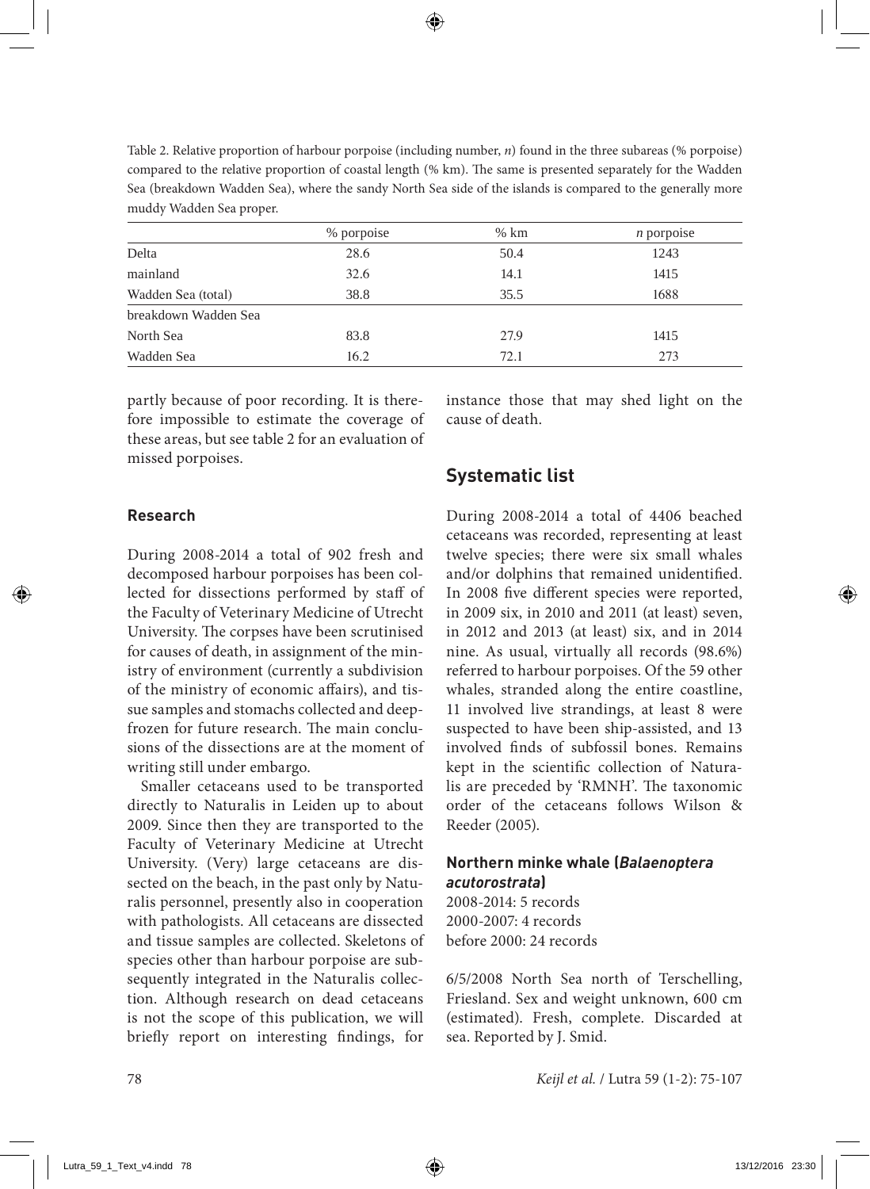Table 2. Relative proportion of harbour porpoise (including number, *n*) found in the three subareas (% porpoise) compared to the relative proportion of coastal length (% km). The same is presented separately for the Wadden Sea (breakdown Wadden Sea), where the sandy North Sea side of the islands is compared to the generally more muddy Wadden Sea proper.

| | % porpoise | % km | *n* porpoise |
|---|---|---|---|
| Delta | 28.6 | 50.4 | 1243 |
| mainland | 32.6 | 14.1 | 1415 |
| Wadden Sea (total) | 38.8 | 35.5 | 1688 |
| breakdown Wadden Sea | | | |
| North Sea | 83.8 | 27.9 | 1415 |
| Wadden Sea | 16.2 | 72.1 | 273 |

partly because of poor recording. It is therefore impossible to estimate the coverage of these areas, but see table 2 for an evaluation of missed porpoises.

### Research

During 2008-2014 a total of 902 fresh and decomposed harbour porpoises has been collected for dissections performed by staff of the Faculty of Veterinary Medicine of Utrecht University. The corpses have been scrutinised for causes of death, in assignment of the ministry of environment (currently a subdivision of the ministry of economic affairs), and tissue samples and stomachs collected and deep-frozen for future research. The main conclusions of the dissections are at the moment of writing still under embargo.

Smaller cetaceans used to be transported directly to Naturalis in Leiden up to about 2009. Since then they are transported to the Faculty of Veterinary Medicine at Utrecht University. (Very) large cetaceans are dissected on the beach, in the past only by Naturalis personnel, presently also in cooperation with pathologists. All cetaceans are dissected and tissue samples are collected. Skeletons of species other than harbour porpoise are subsequently integrated in the Naturalis collection. Although research on dead cetaceans is not the scope of this publication, we will briefly report on interesting findings, for instance those that may shed light on the cause of death.

## Systematic list

During 2008-2014 a total of 4406 beached cetaceans was recorded, representing at least twelve species; there were six small whales and/or dolphins that remained unidentified. In 2008 five different species were reported, in 2009 six, in 2010 and 2011 (at least) seven, in 2012 and 2013 (at least) six, and in 2014 nine. As usual, virtually all records (98.6%) referred to harbour porpoises. Of the 59 other whales, stranded along the entire coastline, 11 involved live strandings, at least 8 were suspected to have been ship-assisted, and 13 involved finds of subfossil bones. Remains kept in the scientific collection of Naturalis are preceded by 'RMNH'. The taxonomic order of the cetaceans follows Wilson & Reeder (2005).

### Northern minke whale (*Balaenoptera acutorostrata*)

2008-2014: 5 records
2000-2007: 4 records
before 2000: 24 records

6/5/2008 North Sea north of Terschelling, Friesland. Sex and weight unknown, 600 cm (estimated). Fresh, complete. Discarded at sea. Reported by J. Smid.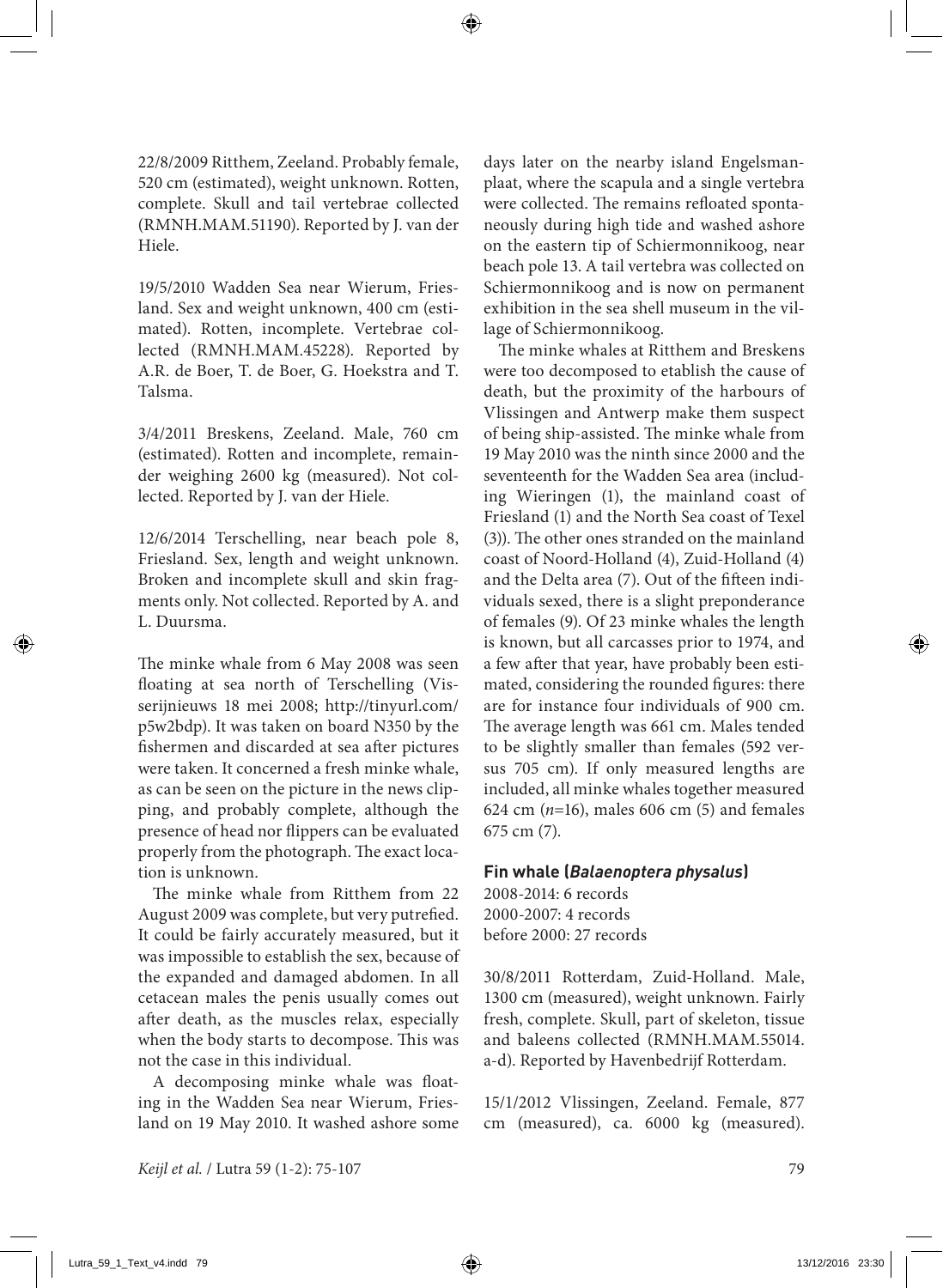22/8/2009 Ritthem, Zeeland. Probably female, 520 cm (estimated), weight unknown. Rotten, complete. Skull and tail vertebrae collected (RMNH.MAM.51190). Reported by J. van der Hiele.

19/5/2010 Wadden Sea near Wierum, Friesland. Sex and weight unknown, 400 cm (estimated). Rotten, incomplete. Vertebrae collected (RMNH.MAM.45228). Reported by A.R. de Boer, T. de Boer, G. Hoekstra and T. Talsma.

3/4/2011 Breskens, Zeeland. Male, 760 cm (estimated). Rotten and incomplete, remainder weighing 2600 kg (measured). Not collected. Reported by J. van der Hiele.

12/6/2014 Terschelling, near beach pole 8, Friesland. Sex, length and weight unknown. Broken and incomplete skull and skin fragments only. Not collected. Reported by A. and L. Duursma.

The minke whale from 6 May 2008 was seen floating at sea north of Terschelling (Visserijnieuws 18 mei 2008; http://tinyurl.com/p5w2bdp). It was taken on board N350 by the fishermen and discarded at sea after pictures were taken. It concerned a fresh minke whale, as can be seen on the picture in the news clipping, and probably complete, although the presence of head nor flippers can be evaluated properly from the photograph. The exact location is unknown.

The minke whale from Ritthem from 22 August 2009 was complete, but very putrefied. It could be fairly accurately measured, but it was impossible to establish the sex, because of the expanded and damaged abdomen. In all cetacean males the penis usually comes out after death, as the muscles relax, especially when the body starts to decompose. This was not the case in this individual.

A decomposing minke whale was floating in the Wadden Sea near Wierum, Friesland on 19 May 2010. It washed ashore some days later on the nearby island Engelsmanplaat, where the scapula and a single vertebra were collected. The remains refloated spontaneously during high tide and washed ashore on the eastern tip of Schiermonnikoog, near beach pole 13. A tail vertebra was collected on Schiermonnikoog and is now on permanent exhibition in the sea shell museum in the village of Schiermonnikoog.

The minke whales at Ritthem and Breskens were too decomposed to etablish the cause of death, but the proximity of the harbours of Vlissingen and Antwerp make them suspect of being ship-assisted. The minke whale from 19 May 2010 was the ninth since 2000 and the seventeenth for the Wadden Sea area (including Wieringen (1), the mainland coast of Friesland (1) and the North Sea coast of Texel (3)). The other ones stranded on the mainland coast of Noord-Holland (4), Zuid-Holland (4) and the Delta area (7). Out of the fifteen individuals sexed, there is a slight preponderance of females (9). Of 23 minke whales the length is known, but all carcasses prior to 1974, and a few after that year, have probably been estimated, considering the rounded figures: there are for instance four individuals of 900 cm. The average length was 661 cm. Males tended to be slightly smaller than females (592 versus 705 cm). If only measured lengths are included, all minke whales together measured 624 cm ($n$=16), males 606 cm (5) and females 675 cm (7).

### Fin whale (*Balaenoptera physalus*)

2008-2014: 6 records
2000-2007: 4 records
before 2000: 27 records

30/8/2011 Rotterdam, Zuid-Holland. Male, 1300 cm (measured), weight unknown. Fairly fresh, complete. Skull, part of skeleton, tissue and baleens collected (RMNH.MAM.55014.a-d). Reported by Havenbedrijf Rotterdam.

15/1/2012 Vlissingen, Zeeland. Female, 877 cm (measured), ca. 6000 kg (measured).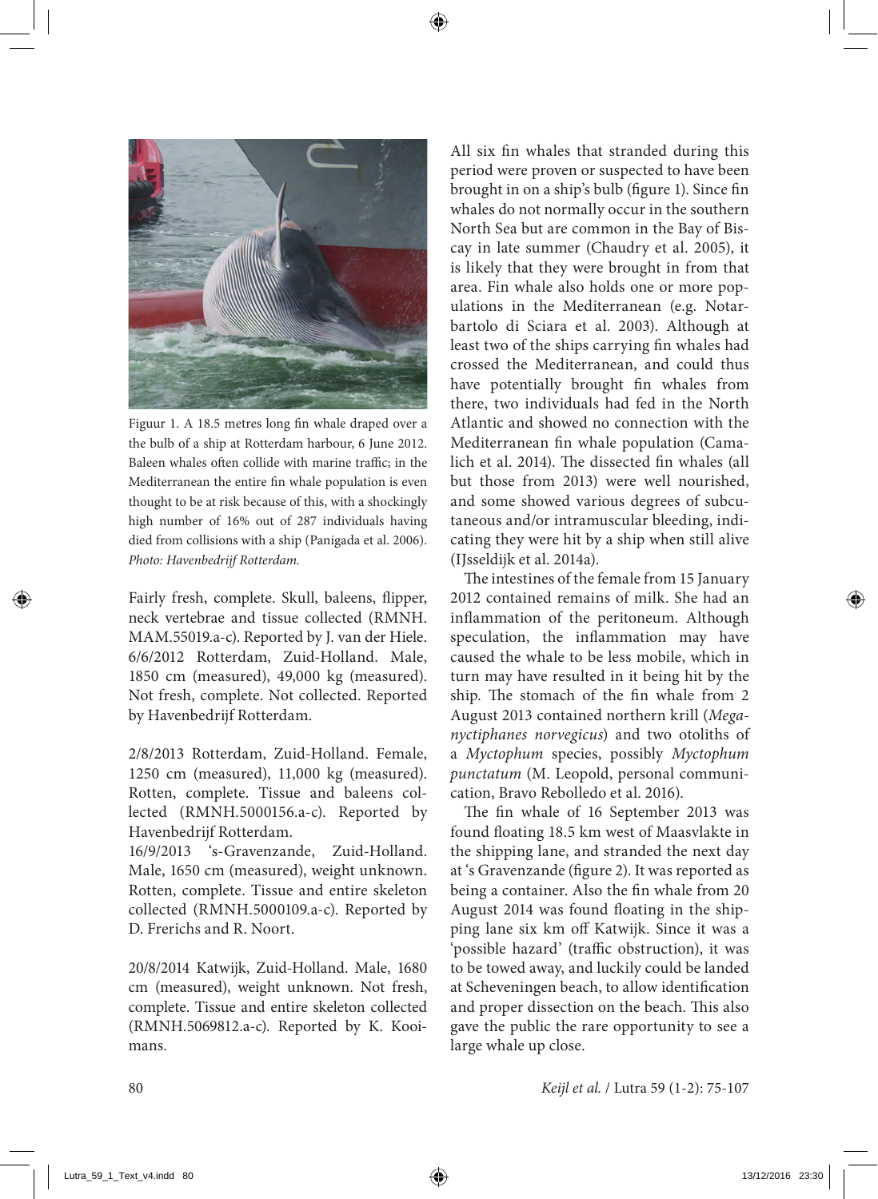Figuur 1. A 18.5 metres long fin whale draped over a the bulb of a ship at Rotterdam harbour, 6 June 2012. Baleen whales often collide with marine traffic; in the Mediterranean the entire fin whale population is even thought to be at risk because of this, with a shockingly high number of 16% out of 287 individuals having died from collisions with a ship (Panigada et al. 2006). *Photo: Havenbedrijf Rotterdam.*

Fairly fresh, complete. Skull, baleens, flipper, neck vertebrae and tissue collected (RMNH. MAM.55019.a-c). Reported by J. van der Hiele.
6/6/2012 Rotterdam, Zuid-Holland. Male, 1850 cm (measured), 49,000 kg (measured). Not fresh, complete. Not collected. Reported by Havenbedrijf Rotterdam.

2/8/2013 Rotterdam, Zuid-Holland. Female, 1250 cm (measured), 11,000 kg (measured). Rotten, complete. Tissue and baleens collected (RMNH.5000156.a-c). Reported by Havenbedrijf Rotterdam.
16/9/2013 's-Gravenzande, Zuid-Holland. Male, 1650 cm (measured), weight unknown. Rotten, complete. Tissue and entire skeleton collected (RMNH.5000109.a-c). Reported by D. Frerichs and R. Noort.

20/8/2014 Katwijk, Zuid-Holland. Male, 1680 cm (measured), weight unknown. Not fresh, complete. Tissue and entire skeleton collected (RMNH.5069812.a-c). Reported by K. Kooimans.

All six fin whales that stranded during this period were proven or suspected to have been brought in on a ship's bulb (figure 1). Since fin whales do not normally occur in the southern North Sea but are common in the Bay of Biscay in late summer (Chaudry et al. 2005), it is likely that they were brought in from that area. Fin whale also holds one or more populations in the Mediterranean (e.g. Notarbartolo di Sciara et al. 2003). Although at least two of the ships carrying fin whales had crossed the Mediterranean, and could thus have potentially brought fin whales from there, two individuals had fed in the North Atlantic and showed no connection with the Mediterranean fin whale population (Camalich et al. 2014). The dissected fin whales (all but those from 2013) were well nourished, and some showed various degrees of subcutaneous and/or intramuscular bleeding, indicating they were hit by a ship when still alive (IJsseldijk et al. 2014a).

The intestines of the female from 15 January 2012 contained remains of milk. She had an inflammation of the peritoneum. Although speculation, the inflammation may have caused the whale to be less mobile, which in turn may have resulted in it being hit by the ship. The stomach of the fin whale from 2 August 2013 contained northern krill (*Meganyctiphanes norvegicus*) and two otoliths of a *Myctophum* species, possibly *Myctophum punctatum* (M. Leopold, personal communication, Bravo Rebolledo et al. 2016).

The fin whale of 16 September 2013 was found floating 18.5 km west of Maasvlakte in the shipping lane, and stranded the next day at 's Gravenzande (figure 2). It was reported as being a container. Also the fin whale from 20 August 2014 was found floating in the shipping lane six km off Katwijk. Since it was a 'possible hazard' (traffic obstruction), it was to be towed away, and luckily could be landed at Scheveningen beach, to allow identification and proper dissection on the beach. This also gave the public the rare opportunity to see a large whale up close.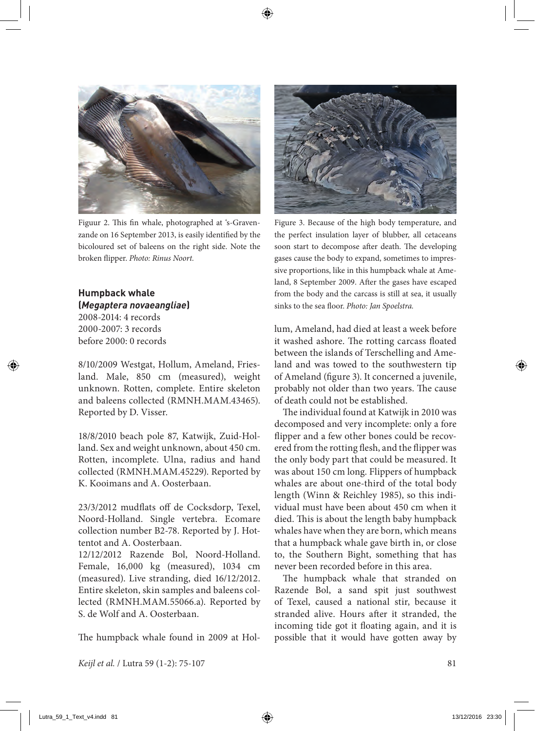Figuur 2. This fin whale, photographed at 's-Gravenzande on 16 September 2013, is easily identified by the bicoloured set of baleens on the right side. Note the broken flipper. *Photo: Rinus Noort.*

Figure 3. Because of the high body temperature, and the perfect insulation layer of blubber, all cetaceans soon start to decompose after death. The developing gases cause the body to expand, sometimes to impressive proportions, like in this humpback whale at Ameland, 8 September 2009. After the gases have escaped from the body and the carcass is still at sea, it usually sinks to the sea floor. *Photo: Jan Spoelstra.*

**Humpback whale**
**(*Megaptera novaeangliae*)**
2008-2014: 4 records
2000-2007: 3 records
before 2000: 0 records

8/10/2009 Westgat, Hollum, Ameland, Friesland. Male, 850 cm (measured), weight unknown. Rotten, complete. Entire skeleton and baleens collected (RMNH.MAM.43465). Reported by D. Visser.

18/8/2010 beach pole 87, Katwijk, Zuid-Holland. Sex and weight unknown, about 450 cm. Rotten, incomplete. Ulna, radius and hand collected (RMNH.MAM.45229). Reported by K. Kooimans and A. Oosterbaan.

23/3/2012 mudflats off de Cocksdorp, Texel, Noord-Holland. Single vertebra. Ecomare collection number B2-78. Reported by J. Hottentot and A. Oosterbaan.
12/12/2012 Razende Bol, Noord-Holland. Female, 16,000 kg (measured), 1034 cm (measured). Live stranding, died 16/12/2012. Entire skeleton, skin samples and baleens collected (RMNH.MAM.55066.a). Reported by S. de Wolf and A. Oosterbaan.

The humpback whale found in 2009 at Hollum, Ameland, had died at least a week before it washed ashore. The rotting carcass floated between the islands of Terschelling and Ameland and was towed to the southwestern tip of Ameland (figure 3). It concerned a juvenile, probably not older than two years. The cause of death could not be established.

The individual found at Katwijk in 2010 was decomposed and very incomplete: only a fore flipper and a few other bones could be recovered from the rotting flesh, and the flipper was the only body part that could be measured. It was about 150 cm long. Flippers of humpback whales are about one-third of the total body length (Winn & Reichley 1985), so this individual must have been about 450 cm when it died. This is about the length baby humpback whales have when they are born, which means that a humpback whale gave birth in, or close to, the Southern Bight, something that has never been recorded before in this area.

The humpback whale that stranded on Razende Bol, a sand spit just southwest of Texel, caused a national stir, because it stranded alive. Hours after it stranded, the incoming tide got it floating again, and it is possible that it would have gotten away by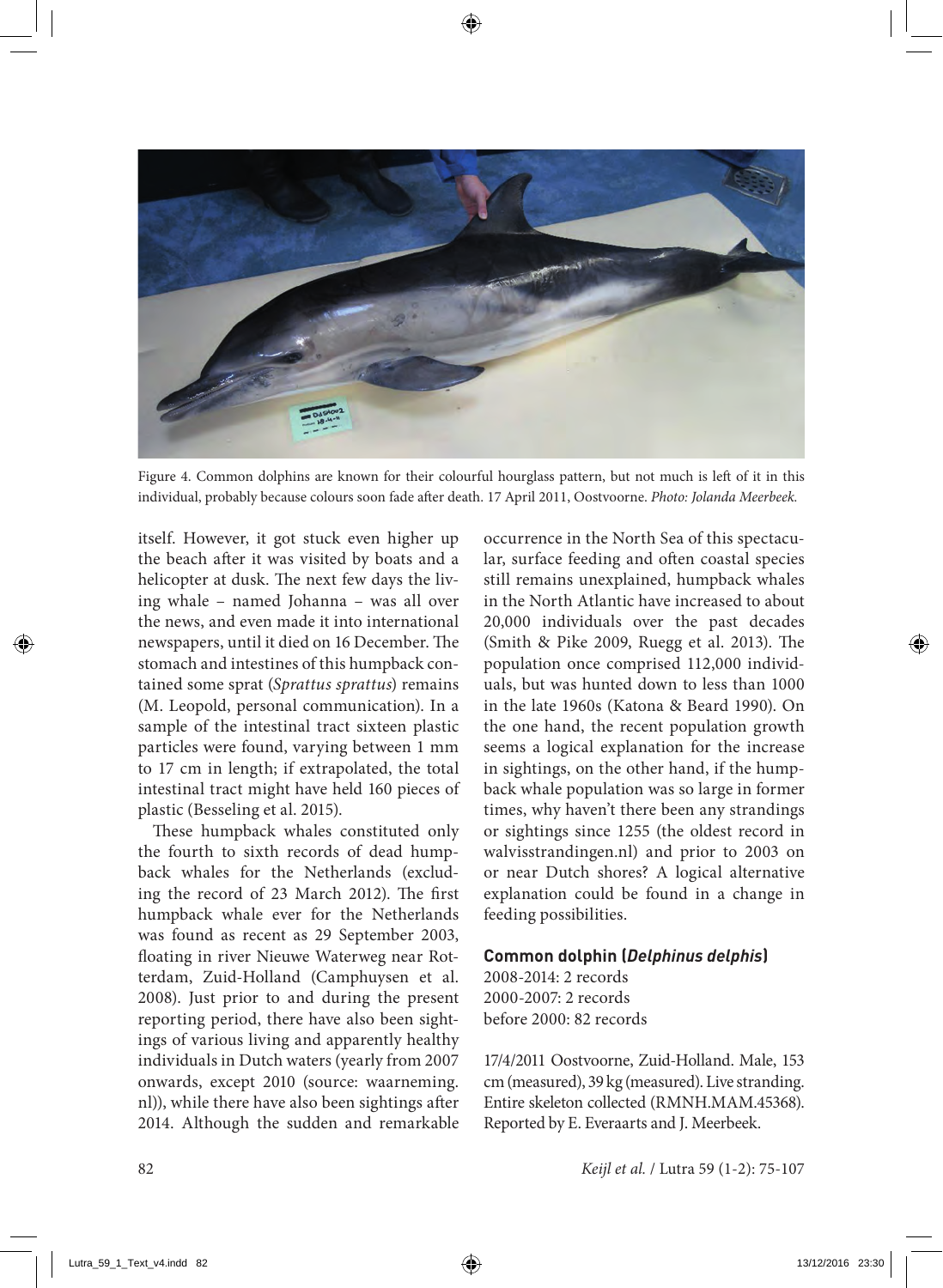Figure 4. Common dolphins are known for their colourful hourglass pattern, but not much is left of it in this individual, probably because colours soon fade after death. 17 April 2011, Oostvoorne. *Photo: Jolanda Meerbeek.*

itself. However, it got stuck even higher up the beach after it was visited by boats and a helicopter at dusk. The next few days the living whale – named Johanna – was all over the news, and even made it into international newspapers, until it died on 16 December. The stomach and intestines of this humpback contained some sprat (*Sprattus sprattus*) remains (M. Leopold, personal communication). In a sample of the intestinal tract sixteen plastic particles were found, varying between 1 mm to 17 cm in length; if extrapolated, the total intestinal tract might have held 160 pieces of plastic (Besseling et al. 2015).

These humpback whales constituted only the fourth to sixth records of dead humpback whales for the Netherlands (excluding the record of 23 March 2012). The first humpback whale ever for the Netherlands was found as recent as 29 September 2003, floating in river Nieuwe Waterweg near Rotterdam, Zuid-Holland (Camphuysen et al. 2008). Just prior to and during the present reporting period, there have also been sightings of various living and apparently healthy individuals in Dutch waters (yearly from 2007 onwards, except 2010 (source: waarneming.nl)), while there have also been sightings after 2014. Although the sudden and remarkable occurrence in the North Sea of this spectacular, surface feeding and often coastal species still remains unexplained, humpback whales in the North Atlantic have increased to about 20,000 individuals over the past decades (Smith & Pike 2009, Ruegg et al. 2013). The population once comprised 112,000 individuals, but was hunted down to less than 1000 in the late 1960s (Katona & Beard 1990). On the one hand, the recent population growth seems a logical explanation for the increase in sightings, on the other hand, if the humpback whale population was so large in former times, why haven't there been any strandings or sightings since 1255 (the oldest record in walvisstrandingen.nl) and prior to 2003 on or near Dutch shores? A logical alternative explanation could be found in a change in feeding possibilities.

### Common dolphin (*Delphinus delphis*)

2008-2014: 2 records
2000-2007: 2 records
before 2000: 82 records

17/4/2011 Oostvoorne, Zuid-Holland. Male, 153 cm (measured), 39 kg (measured). Live stranding. Entire skeleton collected (RMNH.MAM.45368). Reported by E. Everaarts and J. Meerbeek.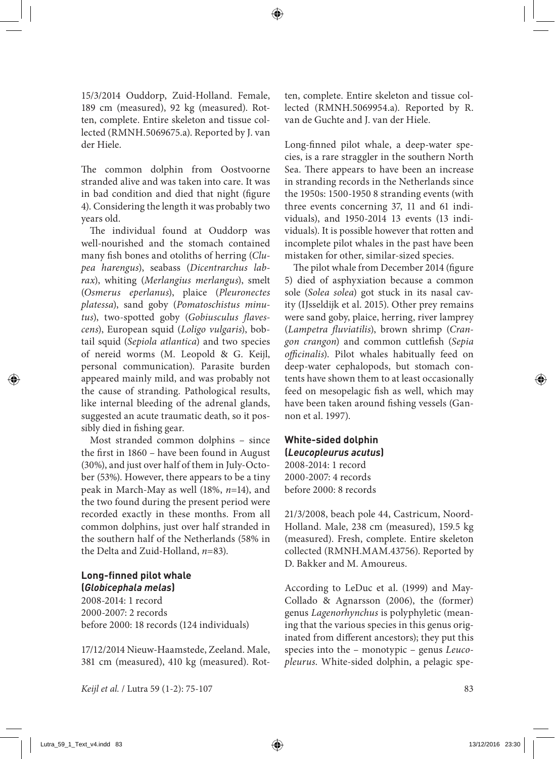15/3/2014 Ouddorp, Zuid-Holland. Female, 189 cm (measured), 92 kg (measured). Rotten, complete. Entire skeleton and tissue collected (RMNH.5069675.a). Reported by J. van der Hiele.

The common dolphin from Oostvoorne stranded alive and was taken into care. It was in bad condition and died that night (figure 4). Considering the length it was probably two years old.

The individual found at Ouddorp was well-nourished and the stomach contained many fish bones and otoliths of herring (*Clupea harengus*), seabass (*Dicentrarchus labrax*), whiting (*Merlangius merlangus*), smelt (*Osmerus eperlanus*), plaice (*Pleuronectes platessa*), sand goby (*Pomatoschistus minutus*), two-spotted goby (*Gobiusculus flavescens*), European squid (*Loligo vulgaris*), bobtail squid (*Sepiola atlantica*) and two species of nereid worms (M. Leopold & G. Keijl, personal communication). Parasite burden appeared mainly mild, and was probably not the cause of stranding. Pathological results, like internal bleeding of the adrenal glands, suggested an acute traumatic death, so it possibly died in fishing gear.

Most stranded common dolphins – since the first in 1860 – have been found in August (30%), and just over half of them in July-October (53%). However, there appears to be a tiny peak in March-May as well (18%, *n*=14), and the two found during the present period were recorded exactly in these months. From all common dolphins, just over half stranded in the southern half of the Netherlands (58% in the Delta and Zuid-Holland, *n*=83).

### Long-finned pilot whale (*Globicephala melas*)

2008-2014: 1 record
2000-2007: 2 records
before 2000: 18 records (124 individuals)

17/12/2014 Nieuw-Haamstede, Zeeland. Male, 381 cm (measured), 410 kg (measured). Rotten, complete. Entire skeleton and tissue collected (RMNH.5069954.a). Reported by R. van de Guchte and J. van der Hiele.

Long-finned pilot whale, a deep-water species, is a rare straggler in the southern North Sea. There appears to have been an increase in stranding records in the Netherlands since the 1950s: 1500-1950 8 stranding events (with three events concerning 37, 11 and 61 individuals), and 1950-2014 13 events (13 individuals). It is possible however that rotten and incomplete pilot whales in the past have been mistaken for other, similar-sized species.

The pilot whale from December 2014 (figure 5) died of asphyxiation because a common sole (*Solea solea*) got stuck in its nasal cavity (IJsseldijk et al. 2015). Other prey remains were sand goby, plaice, herring, river lamprey (*Lampetra fluviatilis*), brown shrimp (*Crangon crangon*) and common cuttlefish (*Sepia officinalis*). Pilot whales habitually feed on deep-water cephalopods, but stomach contents have shown them to at least occasionally feed on mesopelagic fish as well, which may have been taken around fishing vessels (Gannon et al. 1997).

### White-sided dolphin (*Leucopleurus acutus*)

2008-2014: 1 record
2000-2007: 4 records
before 2000: 8 records

21/3/2008, beach pole 44, Castricum, Noord-Holland. Male, 238 cm (measured), 159.5 kg (measured). Fresh, complete. Entire skeleton collected (RMNH.MAM.43756). Reported by D. Bakker and M. Amoureus.

According to LeDuc et al. (1999) and May-Collado & Agnarsson (2006), the (former) genus *Lagenorhynchus* is polyphyletic (meaning that the various species in this genus originated from different ancestors); they put this species into the – monotypic – genus *Leucopleurus*. White-sided dolphin, a pelagic spe-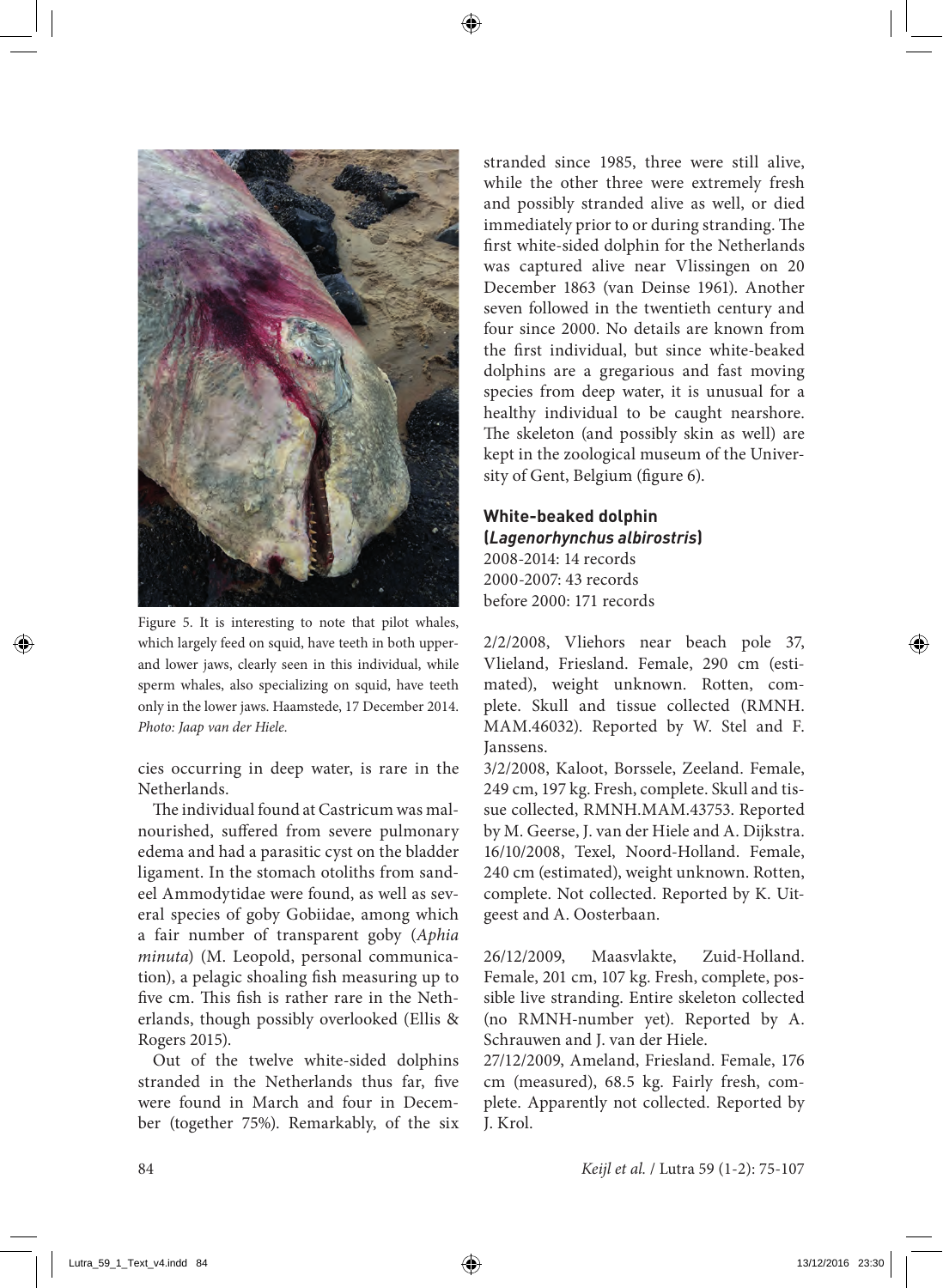Figure 5. It is interesting to note that pilot whales, which largely feed on squid, have teeth in both upper- and lower jaws, clearly seen in this individual, while sperm whales, also specializing on squid, have teeth only in the lower jaws. Haamstede, 17 December 2014. *Photo: Jaap van der Hiele.*

cies occurring in deep water, is rare in the Netherlands.

The individual found at Castricum was malnourished, suffered from severe pulmonary edema and had a parasitic cyst on the bladder ligament. In the stomach otoliths from sandeel Ammodytidae were found, as well as several species of goby Gobiidae, among which a fair number of transparent goby (*Aphia minuta*) (M. Leopold, personal communication), a pelagic shoaling fish measuring up to five cm. This fish is rather rare in the Netherlands, though possibly overlooked (Ellis & Rogers 2015).

Out of the twelve white-sided dolphins stranded in the Netherlands thus far, five were found in March and four in December (together 75%). Remarkably, of the six stranded since 1985, three were still alive, while the other three were extremely fresh and possibly stranded alive as well, or died immediately prior to or during stranding. The first white-sided dolphin for the Netherlands was captured alive near Vlissingen on 20 December 1863 (van Deinse 1961). Another seven followed in the twentieth century and four since 2000. No details are known from the first individual, but since white-beaked dolphins are a gregarious and fast moving species from deep water, it is unusual for a healthy individual to be caught nearshore. The skeleton (and possibly skin as well) are kept in the zoological museum of the University of Gent, Belgium (figure 6).

### White-beaked dolphin (*Lagenorhynchus albirostris*)

2008-2014: 14 records
2000-2007: 43 records
before 2000: 171 records

2/2/2008, Vliehors near beach pole 37, Vlieland, Friesland. Female, 290 cm (estimated), weight unknown. Rotten, complete. Skull and tissue collected (RMNH.MAM.46032). Reported by W. Stel and F. Janssens.

3/2/2008, Kaloot, Borssele, Zeeland. Female, 249 cm, 197 kg. Fresh, complete. Skull and tissue collected, RMNH.MAM.43753. Reported by M. Geerse, J. van der Hiele and A. Dijkstra.

16/10/2008, Texel, Noord-Holland. Female, 240 cm (estimated), weight unknown. Rotten, complete. Not collected. Reported by K. Uitgeest and A. Oosterbaan.

26/12/2009, Maasvlakte, Zuid-Holland. Female, 201 cm, 107 kg. Fresh, complete, possible live stranding. Entire skeleton collected (no RMNH-number yet). Reported by A. Schrauwen and J. van der Hiele.

27/12/2009, Ameland, Friesland. Female, 176 cm (measured), 68.5 kg. Fairly fresh, complete. Apparently not collected. Reported by J. Krol.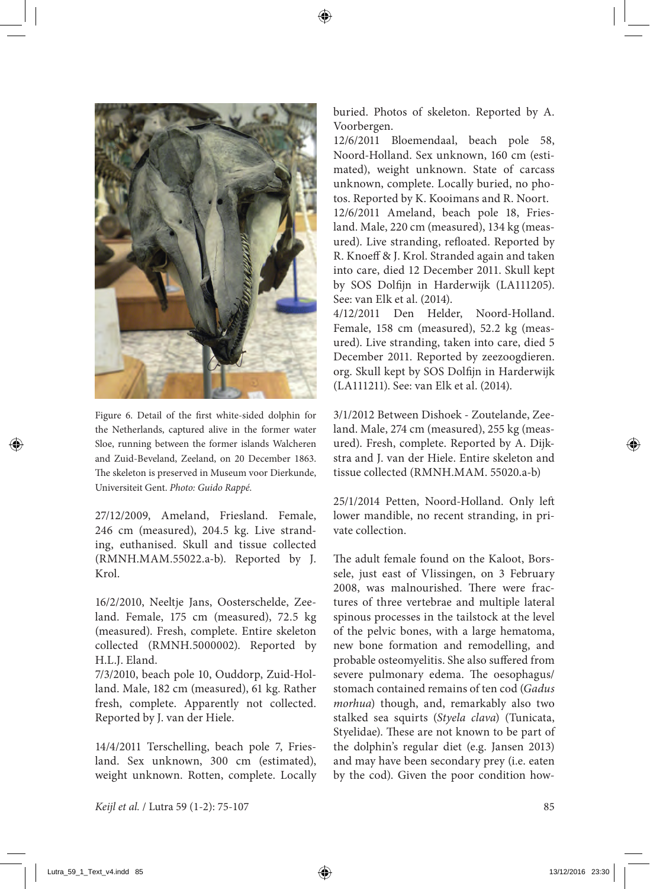Figure 6. Detail of the first white-sided dolphin for the Netherlands, captured alive in the former water Sloe, running between the former islands Walcheren and Zuid-Beveland, Zeeland, on 20 December 1863. The skeleton is preserved in Museum voor Dierkunde, Universiteit Gent. *Photo: Guido Rappé.*

27/12/2009, Ameland, Friesland. Female, 246 cm (measured), 204.5 kg. Live stranding, euthanised. Skull and tissue collected (RMNH.MAM.55022.a-b). Reported by J. Krol.

16/2/2010, Neeltje Jans, Oosterschelde, Zeeland. Female, 175 cm (measured), 72.5 kg (measured). Fresh, complete. Entire skeleton collected (RMNH.5000002). Reported by H.L.J. Eland.
7/3/2010, beach pole 10, Ouddorp, Zuid-Holland. Male, 182 cm (measured), 61 kg. Rather fresh, complete. Apparently not collected. Reported by J. van der Hiele.

14/4/2011 Terschelling, beach pole 7, Friesland. Sex unknown, 300 cm (estimated), weight unknown. Rotten, complete. Locally buried. Photos of skeleton. Reported by A. Voorbergen.
12/6/2011 Bloemendaal, beach pole 58, Noord-Holland. Sex unknown, 160 cm (estimated), weight unknown. State of carcass unknown, complete. Locally buried, no photos. Reported by K. Kooimans and R. Noort.
12/6/2011 Ameland, beach pole 18, Friesland. Male, 220 cm (measured), 134 kg (measured). Live stranding, refloated. Reported by R. Knoeff & J. Krol. Stranded again and taken into care, died 12 December 2011. Skull kept by SOS Dolfijn in Harderwijk (LA111205). See: van Elk et al. (2014).
4/12/2011 Den Helder, Noord-Holland. Female, 158 cm (measured), 52.2 kg (measured). Live stranding, taken into care, died 5 December 2011. Reported by zeezoogdieren.org. Skull kept by SOS Dolfijn in Harderwijk (LA111211). See: van Elk et al. (2014).

3/1/2012 Between Dishoek - Zoutelande, Zeeland. Male, 274 cm (measured), 255 kg (measured). Fresh, complete. Reported by A. Dijkstra and J. van der Hiele. Entire skeleton and tissue collected (RMNH.MAM. 55020.a-b)

25/1/2014 Petten, Noord-Holland. Only left lower mandible, no recent stranding, in private collection.

The adult female found on the Kaloot, Borssele, just east of Vlissingen, on 3 February 2008, was malnourished. There were fractures of three vertebrae and multiple lateral spinous processes in the tailstock at the level of the pelvic bones, with a large hematoma, new bone formation and remodelling, and probable osteomyelitis. She also suffered from severe pulmonary edema. The oesophagus/stomach contained remains of ten cod (*Gadus morhua*) though, and, remarkably also two stalked sea squirts (*Styela clava*) (Tunicata, Styelidae). These are not known to be part of the dolphin's regular diet (e.g. Jansen 2013) and may have been secondary prey (i.e. eaten by the cod). Given the poor condition how-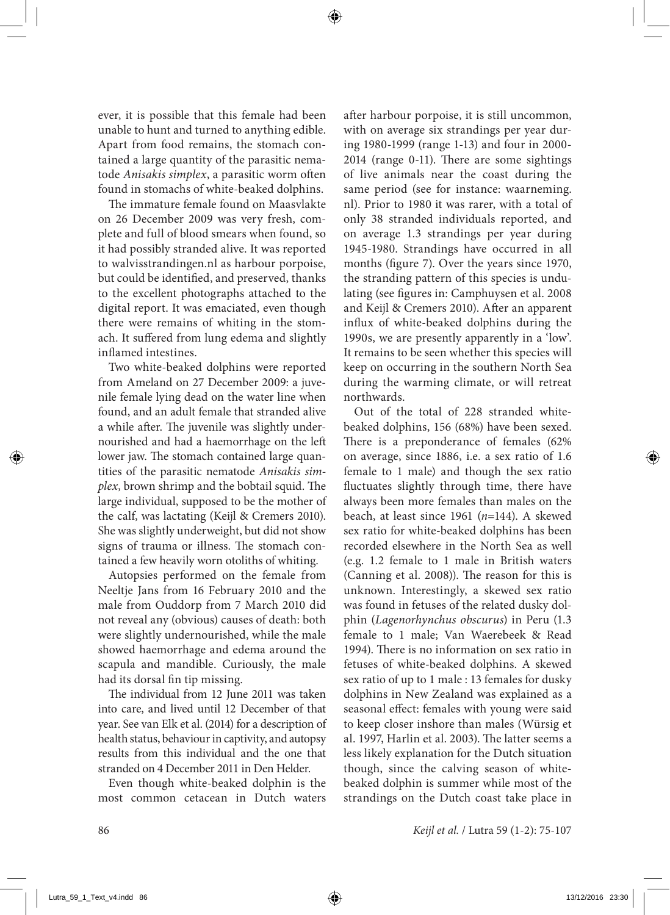ever, it is possible that this female had been unable to hunt and turned to anything edible. Apart from food remains, the stomach contained a large quantity of the parasitic nematode *Anisakis simplex*, a parasitic worm often found in stomachs of white-beaked dolphins.

The immature female found on Maasvlakte on 26 December 2009 was very fresh, complete and full of blood smears when found, so it had possibly stranded alive. It was reported to walvisstrandingen.nl as harbour porpoise, but could be identified, and preserved, thanks to the excellent photographs attached to the digital report. It was emaciated, even though there were remains of whiting in the stomach. It suffered from lung edema and slightly inflamed intestines.

Two white-beaked dolphins were reported from Ameland on 27 December 2009: a juvenile female lying dead on the water line when found, and an adult female that stranded alive a while after. The juvenile was slightly undernourished and had a haemorrhage on the left lower jaw. The stomach contained large quantities of the parasitic nematode *Anisakis simplex*, brown shrimp and the bobtail squid. The large individual, supposed to be the mother of the calf, was lactating (Keijl & Cremers 2010). She was slightly underweight, but did not show signs of trauma or illness. The stomach contained a few heavily worn otoliths of whiting.

Autopsies performed on the female from Neeltje Jans from 16 February 2010 and the male from Ouddorp from 7 March 2010 did not reveal any (obvious) causes of death: both were slightly undernourished, while the male showed haemorrhage and edema around the scapula and mandible. Curiously, the male had its dorsal fin tip missing.

The individual from 12 June 2011 was taken into care, and lived until 12 December of that year. See van Elk et al. (2014) for a description of health status, behaviour in captivity, and autopsy results from this individual and the one that stranded on 4 December 2011 in Den Helder.

Even though white-beaked dolphin is the most common cetacean in Dutch waters after harbour porpoise, it is still uncommon, with on average six strandings per year during 1980-1999 (range 1-13) and four in 2000-2014 (range 0-11). There are some sightings of live animals near the coast during the same period (see for instance: waarneming.nl). Prior to 1980 it was rarer, with a total of only 38 stranded individuals reported, and on average 1.3 strandings per year during 1945-1980. Strandings have occurred in all months (figure 7). Over the years since 1970, the stranding pattern of this species is undulating (see figures in: Camphuysen et al. 2008 and Keijl & Cremers 2010). After an apparent influx of white-beaked dolphins during the 1990s, we are presently apparently in a 'low'. It remains to be seen whether this species will keep on occurring in the southern North Sea during the warming climate, or will retreat northwards.

Out of the total of 228 stranded white-beaked dolphins, 156 (68%) have been sexed. There is a preponderance of females (62% on average, since 1886, i.e. a sex ratio of 1.6 female to 1 male) and though the sex ratio fluctuates slightly through time, there have always been more females than males on the beach, at least since 1961 (*n*=144). A skewed sex ratio for white-beaked dolphins has been recorded elsewhere in the North Sea as well (e.g. 1.2 female to 1 male in British waters (Canning et al. 2008)). The reason for this is unknown. Interestingly, a skewed sex ratio was found in fetuses of the related dusky dolphin (*Lagenorhynchus obscurus*) in Peru (1.3 female to 1 male; Van Waerebeek & Read 1994). There is no information on sex ratio in fetuses of white-beaked dolphins. A skewed sex ratio of up to 1 male : 13 females for dusky dolphins in New Zealand was explained as a seasonal effect: females with young were said to keep closer inshore than males (Würsig et al. 1997, Harlin et al. 2003). The latter seems a less likely explanation for the Dutch situation though, since the calving season of white-beaked dolphin is summer while most of the strandings on the Dutch coast take place in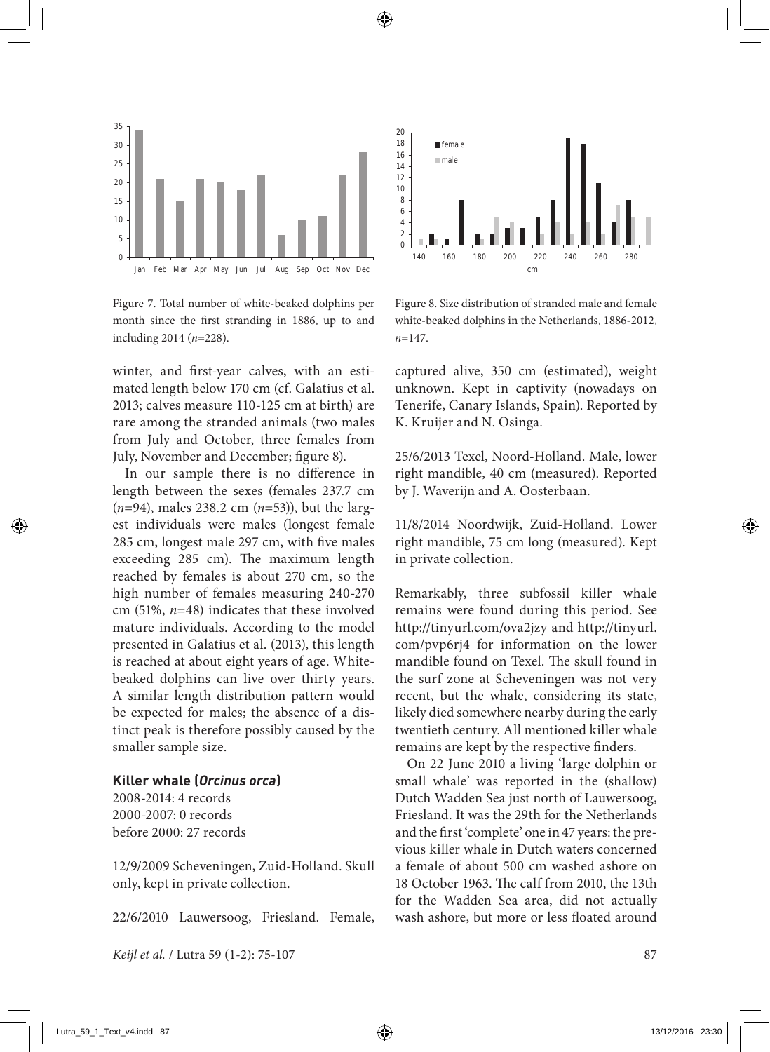Figure 7. Total number of white-beaked dolphins per month since the first stranding in 1886, up to and including 2014 ($n$=228).

Figure 8. Size distribution of stranded male and female white-beaked dolphins in the Netherlands, 1886-2012, $n$=147.

winter, and first-year calves, with an estimated length below 170 cm (cf. Galatius et al. 2013; calves measure 110-125 cm at birth) are rare among the stranded animals (two males from July and October, three females from July, November and December; figure 8).

In our sample there is no difference in length between the sexes (females 237.7 cm ($n$=94), males 238.2 cm ($n$=53)), but the largest individuals were males (longest female 285 cm, longest male 297 cm, with five males exceeding 285 cm). The maximum length reached by females is about 270 cm, so the high number of females measuring 240-270 cm (51%, $n$=48) indicates that these involved mature individuals. According to the model presented in Galatius et al. (2013), this length is reached at about eight years of age. White-beaked dolphins can live over thirty years. A similar length distribution pattern would be expected for males; the absence of a distinct peak is therefore possibly caused by the smaller sample size.

### Killer whale (*Orcinus orca*)

2008-2014: 4 records
2000-2007: 0 records
before 2000: 27 records

12/9/2009 Scheveningen, Zuid-Holland. Skull only, kept in private collection.

22/6/2010 Lauwersoog, Friesland. Female, captured alive, 350 cm (estimated), weight unknown. Kept in captivity (nowadays on Tenerife, Canary Islands, Spain). Reported by K. Kruijer and N. Osinga.

25/6/2013 Texel, Noord-Holland. Male, lower right mandible, 40 cm (measured). Reported by J. Waverijn and A. Oosterbaan.

11/8/2014 Noordwijk, Zuid-Holland. Lower right mandible, 75 cm long (measured). Kept in private collection.

Remarkably, three subfossil killer whale remains were found during this period. See http://tinyurl.com/ova2jzy and http://tinyurl.com/pvp6rj4 for information on the lower mandible found on Texel. The skull found in the surf zone at Scheveningen was not very recent, but the whale, considering its state, likely died somewhere nearby during the early twentieth century. All mentioned killer whale remains are kept by the respective finders.

On 22 June 2010 a living 'large dolphin or small whale' was reported in the (shallow) Dutch Wadden Sea just north of Lauwersoog, Friesland. It was the 29th for the Netherlands and the first 'complete' one in 47 years: the previous killer whale in Dutch waters concerned a female of about 500 cm washed ashore on 18 October 1963. The calf from 2010, the 13th for the Wadden Sea area, did not actually wash ashore, but more or less floated around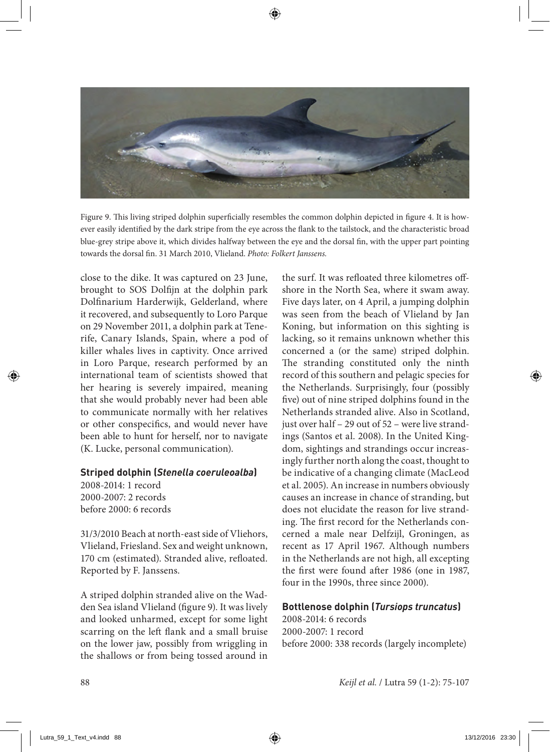Figure 9. This living striped dolphin superficially resembles the common dolphin depicted in figure 4. It is however easily identified by the dark stripe from the eye across the flank to the tailstock, and the characteristic broad blue-grey stripe above it, which divides halfway between the eye and the dorsal fin, with the upper part pointing towards the dorsal fin. 31 March 2010, Vlieland. *Photo: Folkert Janssens.*

close to the dike. It was captured on 23 June, brought to SOS Dolfijn at the dolphin park Dolfinarium Harderwijk, Gelderland, where it recovered, and subsequently to Loro Parque on 29 November 2011, a dolphin park at Tenerife, Canary Islands, Spain, where a pod of killer whales lives in captivity. Once arrived in Loro Parque, research performed by an international team of scientists showed that her hearing is severely impaired, meaning that she would probably never had been able to communicate normally with her relatives or other conspecifics, and would never have been able to hunt for herself, nor to navigate (K. Lucke, personal communication).

### Striped dolphin (*Stenella coeruleoalba*)

2008-2014: 1 record
2000-2007: 2 records
before 2000: 6 records

31/3/2010 Beach at north-east side of Vliehors, Vlieland, Friesland. Sex and weight unknown, 170 cm (estimated). Stranded alive, refloated. Reported by F. Janssens.

A striped dolphin stranded alive on the Wadden Sea island Vlieland (figure 9). It was lively and looked unharmed, except for some light scarring on the left flank and a small bruise on the lower jaw, possibly from wriggling in the shallows or from being tossed around in the surf. It was refloated three kilometres offshore in the North Sea, where it swam away. Five days later, on 4 April, a jumping dolphin was seen from the beach of Vlieland by Jan Koning, but information on this sighting is lacking, so it remains unknown whether this concerned a (or the same) striped dolphin. The stranding constituted only the ninth record of this southern and pelagic species for the Netherlands. Surprisingly, four (possibly five) out of nine striped dolphins found in the Netherlands stranded alive. Also in Scotland, just over half – 29 out of 52 – were live strandings (Santos et al. 2008). In the United Kingdom, sightings and strandings occur increasingly further north along the coast, thought to be indicative of a changing climate (MacLeod et al. 2005). An increase in numbers obviously causes an increase in chance of stranding, but does not elucidate the reason for live stranding. The first record for the Netherlands concerned a male near Delfzijl, Groningen, as recent as 17 April 1967. Although numbers in the Netherlands are not high, all excepting the first were found after 1986 (one in 1987, four in the 1990s, three since 2000).

### Bottlenose dolphin (*Tursiops truncatus*)

2008-2014: 6 records
2000-2007: 1 record
before 2000: 338 records (largely incomplete)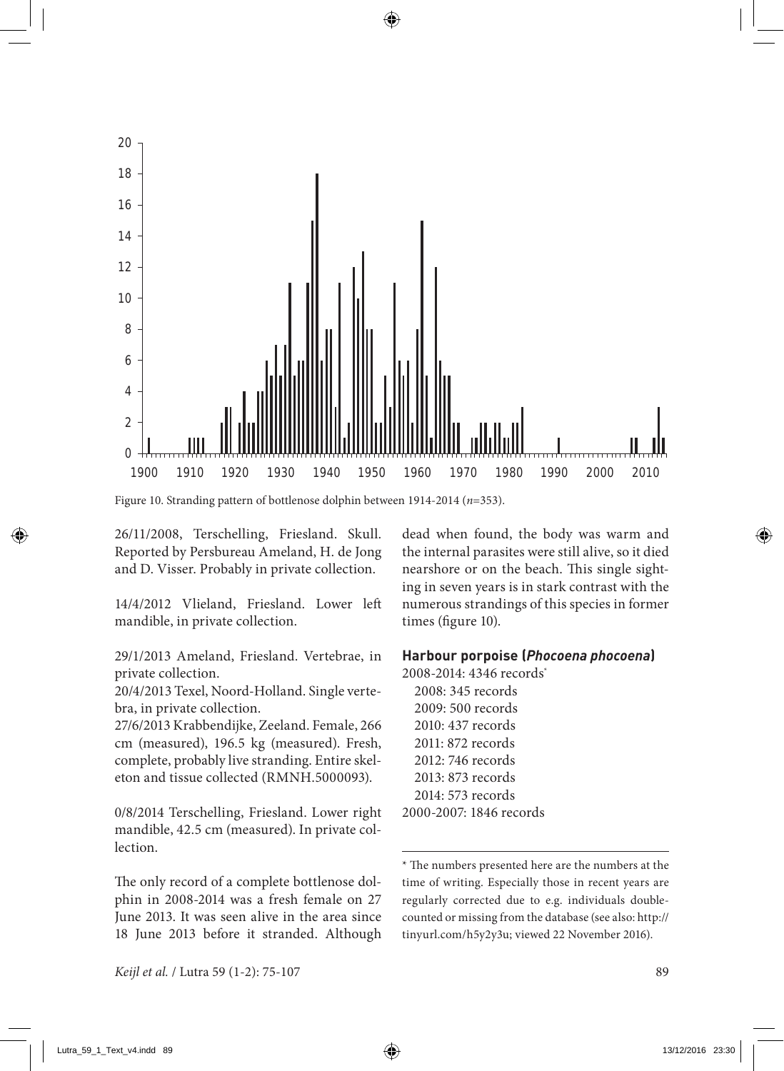Figure 10. Stranding pattern of bottlenose dolphin between 1914-2014 ($n$=353).

26/11/2008, Terschelling, Friesland. Skull. Reported by Persbureau Ameland, H. de Jong and D. Visser. Probably in private collection.

14/4/2012 Vlieland, Friesland. Lower left mandible, in private collection.

29/1/2013 Ameland, Friesland. Vertebrae, in private collection.
20/4/2013 Texel, Noord-Holland. Single vertebra, in private collection.
27/6/2013 Krabbendijke, Zeeland. Female, 266 cm (measured), 196.5 kg (measured). Fresh, complete, probably live stranding. Entire skeleton and tissue collected (RMNH.5000093).

0/8/2014 Terschelling, Friesland. Lower right mandible, 42.5 cm (measured). In private collection.

The only record of a complete bottlenose dolphin in 2008-2014 was a fresh female on 27 June 2013. It was seen alive in the area since 18 June 2013 before it stranded. Although dead when found, the body was warm and the internal parasites were still alive, so it died nearshore or on the beach. This single sighting in seven years is in stark contrast with the numerous strandings of this species in former times (figure 10).

### Harbour porpoise (*Phocoena phocoena*)

2008-2014: 4346 records*
- 2008: 345 records
- 2009: 500 records
- 2010: 437 records
- 2011: 872 records
- 2012: 746 records
- 2013: 873 records
- 2014: 573 records

2000-2007: 1846 records

* The numbers presented here are the numbers at the time of writing. Especially those in recent years are regularly corrected due to e.g. individuals double-counted or missing from the database (see also: http://tinyurl.com/h5y2y3u; viewed 22 November 2016).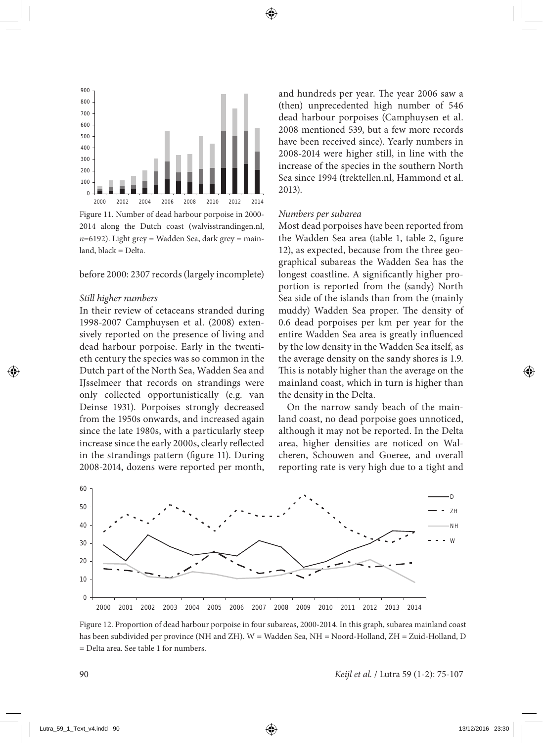Figure 11. Number of dead harbour porpoise in 2000-2014 along the Dutch coast (walvisstrandingen.nl, *n*=6192). Light grey = Wadden Sea, dark grey = mainland, black = Delta.

before 2000: 2307 records (largely incomplete)

*Still higher numbers*

In their review of cetaceans stranded during 1998-2007 Camphuysen et al. (2008) extensively reported on the presence of living and dead harbour porpoise. Early in the twentieth century the species was so common in the Dutch part of the North Sea, Wadden Sea and IJsselmeer that records on strandings were only collected opportunistically (e.g. van Deinse 1931). Porpoises strongly decreased from the 1950s onwards, and increased again since the late 1980s, with a particularly steep increase since the early 2000s, clearly reflected in the strandings pattern (figure 11). During 2008-2014, dozens were reported per month, and hundreds per year. The year 2006 saw a (then) unprecedented high number of 546 dead harbour porpoises (Camphuysen et al. 2008 mentioned 539, but a few more records have been received since). Yearly numbers in 2008-2014 were higher still, in line with the increase of the species in the southern North Sea since 1994 (trektellen.nl, Hammond et al. 2013).

*Numbers per subarea*

Most dead porpoises have been reported from the Wadden Sea area (table 1, table 2, figure 12), as expected, because from the three geographical subareas the Wadden Sea has the longest coastline. A significantly higher proportion is reported from the (sandy) North Sea side of the islands than from the (mainly muddy) Wadden Sea proper. The density of 0.6 dead porpoises per km per year for the entire Wadden Sea area is greatly influenced by the low density in the Wadden Sea itself, as the average density on the sandy shores is 1.9. This is notably higher than the average on the mainland coast, which in turn is higher than the density in the Delta.

On the narrow sandy beach of the mainland coast, no dead porpoise goes unnoticed, although it may not be reported. In the Delta area, higher densities are noticed on Walcheren, Schouwen and Goeree, and overall reporting rate is very high due to a tight and

Figure 12. Proportion of dead harbour porpoise in four subareas, 2000-2014. In this graph, subarea mainland coast has been subdivided per province (NH and ZH). W = Wadden Sea, NH = Noord-Holland, ZH = Zuid-Holland, D = Delta area. See table 1 for numbers.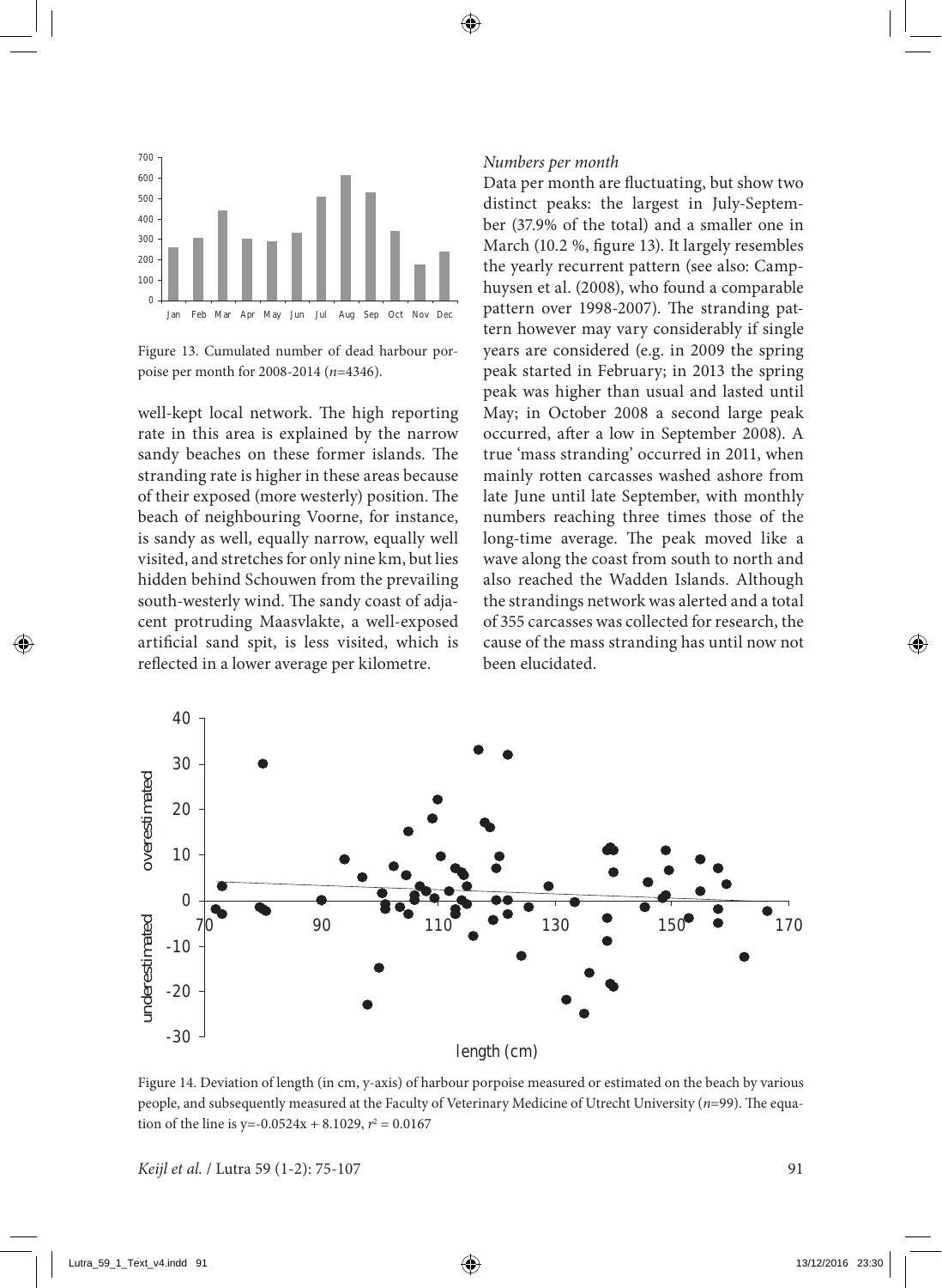Figure 13. Cumulated number of dead harbour porpoise per month for 2008-2014 ($n$=4346).

well-kept local network. The high reporting rate in this area is explained by the narrow sandy beaches on these former islands. The stranding rate is higher in these areas because of their exposed (more westerly) position. The beach of neighbouring Voorne, for instance, is sandy as well, equally narrow, equally well visited, and stretches for only nine km, but lies hidden behind Schouwen from the prevailing south-westerly wind. The sandy coast of adjacent protruding Maasvlakte, a well-exposed artificial sand spit, is less visited, which is reflected in a lower average per kilometre.

*Numbers per month*

Data per month are fluctuating, but show two distinct peaks: the largest in July-September (37.9% of the total) and a smaller one in March (10.2 %, figure 13). It largely resembles the yearly recurrent pattern (see also: Camphuysen et al. (2008), who found a comparable pattern over 1998-2007). The stranding pattern however may vary considerably if single years are considered (e.g. in 2009 the spring peak started in February; in 2013 the spring peak was higher than usual and lasted until May; in October 2008 a second large peak occurred, after a low in September 2008). A true 'mass stranding' occurred in 2011, when mainly rotten carcasses washed ashore from late June until late September, with monthly numbers reaching three times those of the long-time average. The peak moved like a wave along the coast from south to north and also reached the Wadden Islands. Although the strandings network was alerted and a total of 355 carcasses was collected for research, the cause of the mass stranding has until now not been elucidated.

Figure 14. Deviation of length (in cm, y-axis) of harbour porpoise measured or estimated on the beach by various people, and subsequently measured at the Faculty of Veterinary Medicine of Utrecht University ($n$=99). The equation of the line is $y=-0.0524x + 8.1029$, $r^2 = 0.0167$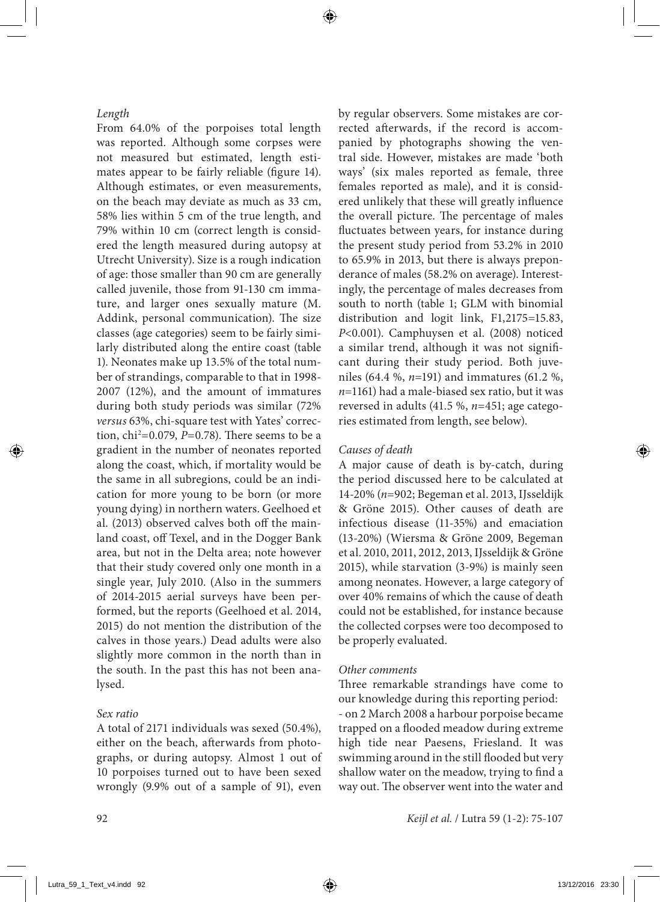### *Length*

From 64.0% of the porpoises total length was reported. Although some corpses were not measured but estimated, length estimates appear to be fairly reliable (figure 14). Although estimates, or even measurements, on the beach may deviate as much as 33 cm, 58% lies within 5 cm of the true length, and 79% within 10 cm (correct length is considered the length measured during autopsy at Utrecht University). Size is a rough indication of age: those smaller than 90 cm are generally called juvenile, those from 91-130 cm immature, and larger ones sexually mature (M. Addink, personal communication). The size classes (age categories) seem to be fairly similarly distributed along the entire coast (table 1). Neonates make up 13.5% of the total number of strandings, comparable to that in 1998-2007 (12%), and the amount of immatures during both study periods was similar (72% *versus* 63%, chi-square test with Yates' correction, $chi^2$=0.079, *P*=0.78). There seems to be a gradient in the number of neonates reported along the coast, which, if mortality would be the same in all subregions, could be an indication for more young to be born (or more young dying) in northern waters. Geelhoed et al. (2013) observed calves both off the mainland coast, off Texel, and in the Dogger Bank area, but not in the Delta area; note however that their study covered only one month in a single year, July 2010. (Also in the summers of 2014-2015 aerial surveys have been performed, but the reports (Geelhoed et al. 2014, 2015) do not mention the distribution of the calves in those years.) Dead adults were also slightly more common in the north than in the south. In the past this has not been analysed.

### *Sex ratio*

A total of 2171 individuals was sexed (50.4%), either on the beach, afterwards from photographs, or during autopsy. Almost 1 out of 10 porpoises turned out to have been sexed wrongly (9.9% out of a sample of 91), even by regular observers. Some mistakes are corrected afterwards, if the record is accompanied by photographs showing the ventral side. However, mistakes are made 'both ways' (six males reported as female, three females reported as male), and it is considered unlikely that these will greatly influence the overall picture. The percentage of males fluctuates between years, for instance during the present study period from 53.2% in 2010 to 65.9% in 2013, but there is always preponderance of males (58.2% on average). Interestingly, the percentage of males decreases from south to north (table 1; GLM with binomial distribution and logit link, $F_{1,2175}$=15.83, *P*<0.001). Camphuysen et al. (2008) noticed a similar trend, although it was not significant during their study period. Both juveniles (64.4 %, *n*=191) and immatures (61.2 %, *n*=1161) had a male-biased sex ratio, but it was reversed in adults (41.5 %, *n*=451; age categories estimated from length, see below).

### *Causes of death*

A major cause of death is by-catch, during the period discussed here to be calculated at 14-20% (*n*=902; Begeman et al. 2013, IJsseldijk & Gröne 2015). Other causes of death are infectious disease (11-35%) and emaciation (13-20%) (Wiersma & Gröne 2009, Begeman et al. 2010, 2011, 2012, 2013, IJsseldijk & Gröne 2015), while starvation (3-9%) is mainly seen among neonates. However, a large category of over 40% remains of which the cause of death could not be established, for instance because the collected corpses were too decomposed to be properly evaluated.

### *Other comments*

Three remarkable strandings have come to our knowledge during this reporting period:

- on 2 March 2008 a harbour porpoise became trapped on a flooded meadow during extreme high tide near Paesens, Friesland. It was swimming around in the still flooded but very shallow water on the meadow, trying to find a way out. The observer went into the water and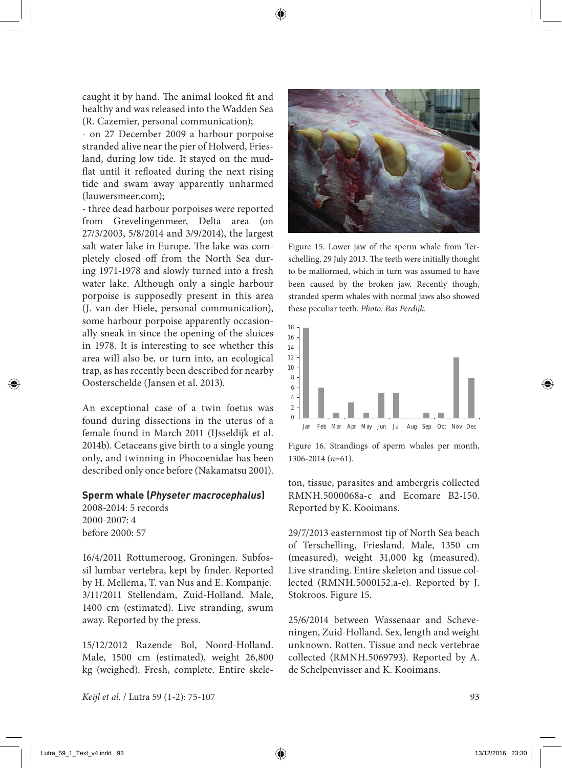caught it by hand. The animal looked fit and healthy and was released into the Wadden Sea (R. Cazemier, personal communication);

- on 27 December 2009 a harbour porpoise stranded alive near the pier of Holwerd, Friesland, during low tide. It stayed on the mudflat until it refloated during the next rising tide and swam away apparently unharmed (lauwersmeer.com);
- three dead harbour porpoises were reported from Grevelingenmeer, Delta area (on 27/3/2003, 5/8/2014 and 3/9/2014), the largest salt water lake in Europe. The lake was completely closed off from the North Sea during 1971-1978 and slowly turned into a fresh water lake. Although only a single harbour porpoise is supposedly present in this area (J. van der Hiele, personal communication), some harbour porpoise apparently occasionally sneak in since the opening of the sluices in 1978. It is interesting to see whether this area will also be, or turn into, an ecological trap, as has recently been described for nearby Oosterschelde (Jansen et al. 2013).

An exceptional case of a twin foetus was found during dissections in the uterus of a female found in March 2011 (IJsseldijk et al. 2014b). Cetaceans give birth to a single young only, and twinning in Phocoenidae has been described only once before (Nakamatsu 2001).

### Sperm whale (*Physeter macrocephalus*)

2008-2014: 5 records
2000-2007: 4
before 2000: 57

16/4/2011 Rottumeroog, Groningen. Subfossil lumbar vertebra, kept by finder. Reported by H. Mellema, T. van Nus and E. Kompanje.
3/11/2011 Stellendam, Zuid-Holland. Male, 1400 cm (estimated). Live stranding, swum away. Reported by the press.

15/12/2012 Razende Bol, Noord-Holland. Male, 1500 cm (estimated), weight 26,800 kg (weighed). Fresh, complete. Entire skeleton, tissue, parasites and ambergris collected RMNH.5000068a-c and Ecomare B2-150. Reported by K. Kooimans.

29/7/2013 easternmost tip of North Sea beach of Terschelling, Friesland. Male, 1350 cm (measured), weight 31,000 kg (measured). Live stranding. Entire skeleton and tissue collected (RMNH.5000152.a-e). Reported by J. Stokroos. Figure 15.

25/6/2014 between Wassenaar and Scheveningen, Zuid-Holland. Sex, length and weight unknown. Rotten. Tissue and neck vertebrae collected (RMNH.5069793). Reported by A. de Schelpenvisser and K. Kooimans.

Figure 15. Lower jaw of the sperm whale from Terschelling, 29 July 2013. The teeth were initially thought to be malformed, which in turn was assumed to have been caused by the broken jaw. Recently though, stranded sperm whales with normal jaws also showed these peculiar teeth. *Photo: Bas Perdijk.*

Figure 16. Strandings of sperm whales per month, 1306-2014 ($n$=61).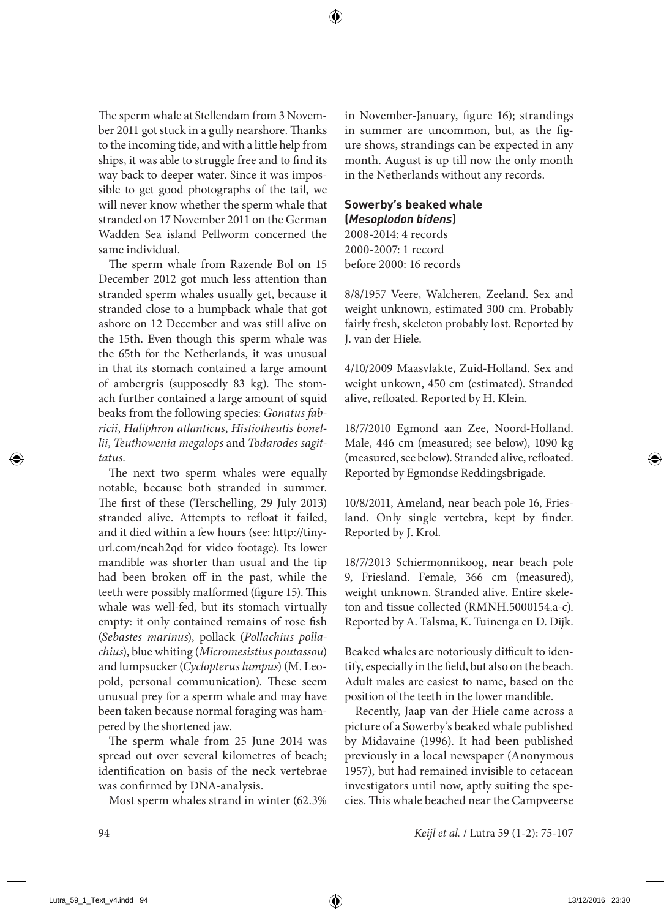The sperm whale at Stellendam from 3 November 2011 got stuck in a gully nearshore. Thanks to the incoming tide, and with a little help from ships, it was able to struggle free and to find its way back to deeper water. Since it was impossible to get good photographs of the tail, we will never know whether the sperm whale that stranded on 17 November 2011 on the German Wadden Sea island Pellworm concerned the same individual.

The sperm whale from Razende Bol on 15 December 2012 got much less attention than stranded sperm whales usually get, because it stranded close to a humpback whale that got ashore on 12 December and was still alive on the 15th. Even though this sperm whale was the 65th for the Netherlands, it was unusual in that its stomach contained a large amount of ambergris (supposedly 83 kg). The stomach further contained a large amount of squid beaks from the following species: *Gonatus fabricii*, *Haliphron atlanticus*, *Histiotheutis bonellii*, *Teuthowenia megalops* and *Todarodes sagittatus*.

The next two sperm whales were equally notable, because both stranded in summer. The first of these (Terschelling, 29 July 2013) stranded alive. Attempts to refloat it failed, and it died within a few hours (see: http://tinyurl.com/neah2qd for video footage). Its lower mandible was shorter than usual and the tip had been broken off in the past, while the teeth were possibly malformed (figure 15). This whale was well-fed, but its stomach virtually empty: it only contained remains of rose fish (*Sebastes marinus*), pollack (*Pollachius pollachius*), blue whiting (*Micromesistius poutassou*) and lumpsucker (*Cyclopterus lumpus*) (M. Leopold, personal communication). These seem unusual prey for a sperm whale and may have been taken because normal foraging was hampered by the shortened jaw.

The sperm whale from 25 June 2014 was spread out over several kilometres of beach; identification on basis of the neck vertebrae was confirmed by DNA-analysis.

Most sperm whales strand in winter (62.3% in November-January, figure 16); strandings in summer are uncommon, but, as the figure shows, strandings can be expected in any month. August is up till now the only month in the Netherlands without any records.

### Sowerby's beaked whale (*Mesoplodon bidens*)

2008-2014: 4 records
2000-2007: 1 record
before 2000: 16 records

8/8/1957 Veere, Walcheren, Zeeland. Sex and weight unknown, estimated 300 cm. Probably fairly fresh, skeleton probably lost. Reported by J. van der Hiele.

4/10/2009 Maasvlakte, Zuid-Holland. Sex and weight unkown, 450 cm (estimated). Stranded alive, refloated. Reported by H. Klein.

18/7/2010 Egmond aan Zee, Noord-Holland. Male, 446 cm (measured; see below), 1090 kg (measured, see below). Stranded alive, refloated. Reported by Egmondse Reddingsbrigade.

10/8/2011, Ameland, near beach pole 16, Friesland. Only single vertebra, kept by finder. Reported by J. Krol.

18/7/2013 Schiermonnikoog, near beach pole 9, Friesland. Female, 366 cm (measured), weight unknown. Stranded alive. Entire skeleton and tissue collected (RMNH.5000154.a-c). Reported by A. Talsma, K. Tuinenga en D. Dijk.

Beaked whales are notoriously difficult to identify, especially in the field, but also on the beach. Adult males are easiest to name, based on the position of the teeth in the lower mandible.

Recently, Jaap van der Hiele came across a picture of a Sowerby's beaked whale published by Midavaine (1996). It had been published previously in a local newspaper (Anonymous 1957), but had remained invisible to cetacean investigators until now, aptly suiting the species. This whale beached near the Campveerse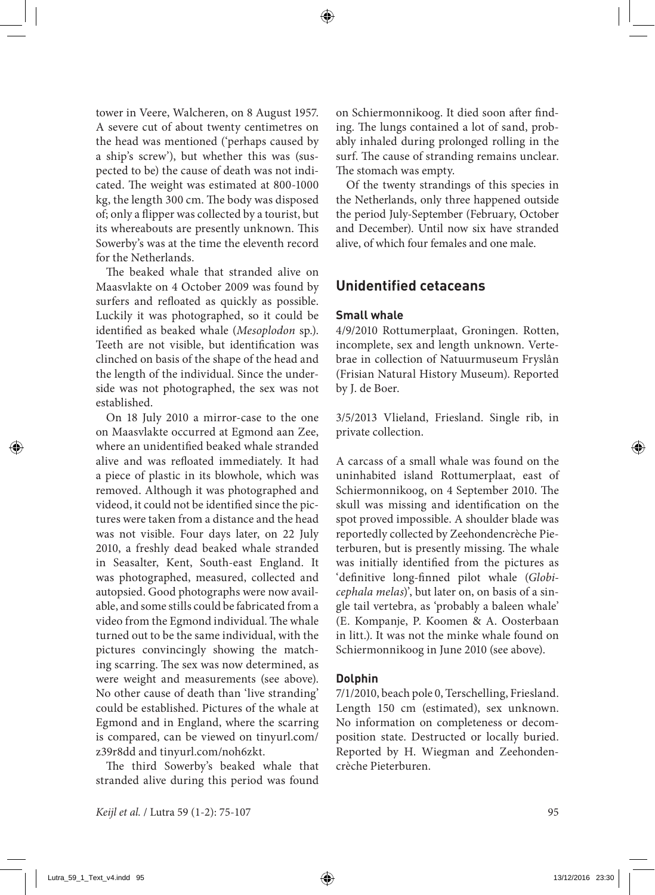tower in Veere, Walcheren, on 8 August 1957. A severe cut of about twenty centimetres on the head was mentioned ('perhaps caused by a ship's screw'), but whether this was (suspected to be) the cause of death was not indicated. The weight was estimated at 800-1000 kg, the length 300 cm. The body was disposed of; only a flipper was collected by a tourist, but its whereabouts are presently unknown. This Sowerby's was at the time the eleventh record for the Netherlands.

The beaked whale that stranded alive on Maasvlakte on 4 October 2009 was found by surfers and refloated as quickly as possible. Luckily it was photographed, so it could be identified as beaked whale (*Mesoplodon* sp.). Teeth are not visible, but identification was clinched on basis of the shape of the head and the length of the individual. Since the underside was not photographed, the sex was not established.

On 18 July 2010 a mirror-case to the one on Maasvlakte occurred at Egmond aan Zee, where an unidentified beaked whale stranded alive and was refloated immediately. It had a piece of plastic in its blowhole, which was removed. Although it was photographed and videod, it could not be identified since the pictures were taken from a distance and the head was not visible. Four days later, on 22 July 2010, a freshly dead beaked whale stranded in Seasalter, Kent, South-east England. It was photographed, measured, collected and autopsied. Good photographs were now available, and some stills could be fabricated from a video from the Egmond individual. The whale turned out to be the same individual, with the pictures convincingly showing the matching scarring. The sex was now determined, as were weight and measurements (see above). No other cause of death than 'live stranding' could be established. Pictures of the whale at Egmond and in England, where the scarring is compared, can be viewed on tinyurl.com/z39r8dd and tinyurl.com/noh6zkt.

The third Sowerby's beaked whale that stranded alive during this period was found on Schiermonnikoog. It died soon after finding. The lungs contained a lot of sand, probably inhaled during prolonged rolling in the surf. The cause of stranding remains unclear. The stomach was empty.

Of the twenty strandings of this species in the Netherlands, only three happened outside the period July-September (February, October and December). Until now six have stranded alive, of which four females and one male.

## Unidentified cetaceans

### Small whale

4/9/2010 Rottumerplaat, Groningen. Rotten, incomplete, sex and length unknown. Vertebrae in collection of Natuurmuseum Fryslân (Frisian Natural History Museum). Reported by J. de Boer.

3/5/2013 Vlieland, Friesland. Single rib, in private collection.

A carcass of a small whale was found on the uninhabited island Rottumerplaat, east of Schiermonnikoog, on 4 September 2010. The skull was missing and identification on the spot proved impossible. A shoulder blade was reportedly collected by Zeehondencrèche Pieterburen, but is presently missing. The whale was initially identified from the pictures as 'definitive long-finned pilot whale (*Globicephala melas*)', but later on, on basis of a single tail vertebra, as 'probably a baleen whale' (E. Kompanje, P. Koomen & A. Oosterbaan in litt.). It was not the minke whale found on Schiermonnikoog in June 2010 (see above).

### Dolphin

7/1/2010, beach pole 0, Terschelling, Friesland. Length 150 cm (estimated), sex unknown. No information on completeness or decomposition state. Destructed or locally buried. Reported by H. Wiegman and Zeehondencrèche Pieterburen.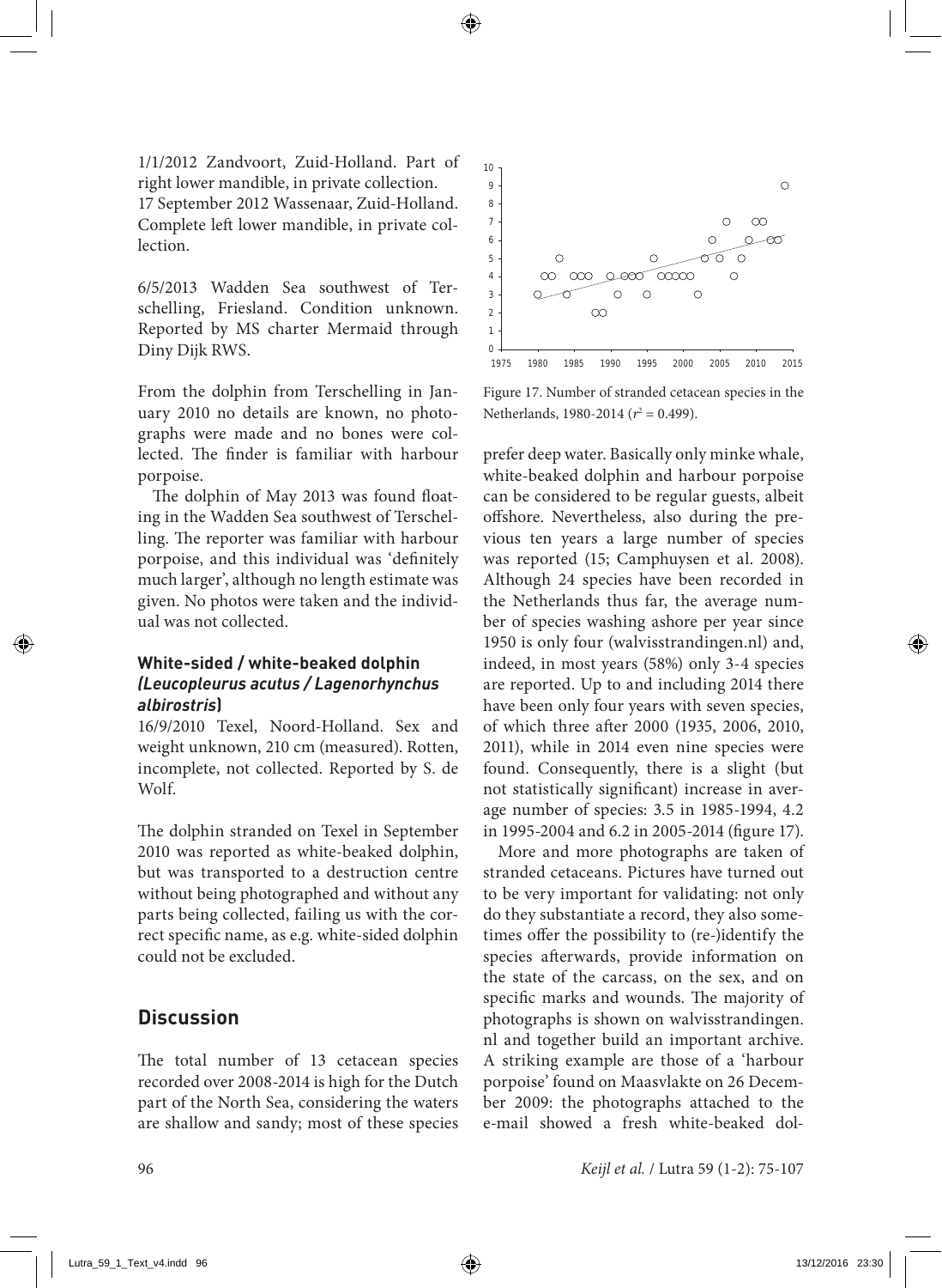1/1/2012 Zandvoort, Zuid-Holland. Part of right lower mandible, in private collection.
17 September 2012 Wassenaar, Zuid-Holland. Complete left lower mandible, in private collection.

6/5/2013 Wadden Sea southwest of Terschelling, Friesland. Condition unknown. Reported by MS charter Mermaid through Diny Dijk RWS.

From the dolphin from Terschelling in January 2010 no details are known, no photographs were made and no bones were collected. The finder is familiar with harbour porpoise.

The dolphin of May 2013 was found floating in the Wadden Sea southwest of Terschelling. The reporter was familiar with harbour porpoise, and this individual was 'definitely much larger', although no length estimate was given. No photos were taken and the individual was not collected.

#### White-sided / white-beaked dolphin *(Leucopleurus acutus / Lagenorhynchus albirostris)*

16/9/2010 Texel, Noord-Holland. Sex and weight unknown, 210 cm (measured). Rotten, incomplete, not collected. Reported by S. de Wolf.

The dolphin stranded on Texel in September 2010 was reported as white-beaked dolphin, but was transported to a destruction centre without being photographed and without any parts being collected, failing us with the correct specific name, as e.g. white-sided dolphin could not be excluded.

## Discussion

The total number of 13 cetacean species recorded over 2008-2014 is high for the Dutch part of the North Sea, considering the waters are shallow and sandy; most of these species prefer deep water. Basically only minke whale, white-beaked dolphin and harbour porpoise can be considered to be regular guests, albeit offshore. Nevertheless, also during the previous ten years a large number of species was reported (15; Camphuysen et al. 2008). Although 24 species have been recorded in the Netherlands thus far, the average number of species washing ashore per year since 1950 is only four (walvisstrandingen.nl) and, indeed, in most years (58%) only 3-4 species are reported. Up to and including 2014 there have been only four years with seven species, of which three after 2000 (1935, 2006, 2010, 2011), while in 2014 even nine species were found. Consequently, there is a slight (but not statistically significant) increase in average number of species: 3.5 in 1985-1994, 4.2 in 1995-2004 and 6.2 in 2005-2014 (figure 17).

Figure 17. Number of stranded cetacean species in the Netherlands, 1980-2014 ($r^2 = 0.499$).

More and more photographs are taken of stranded cetaceans. Pictures have turned out to be very important for validating: not only do they substantiate a record, they also sometimes offer the possibility to (re-)identify the species afterwards, provide information on the state of the carcass, on the sex, and on specific marks and wounds. The majority of photographs is shown on walvisstrandingen.nl and together build an important archive. A striking example are those of a 'harbour porpoise' found on Maasvlakte on 26 December 2009: the photographs attached to the e-mail showed a fresh white-beaked dol-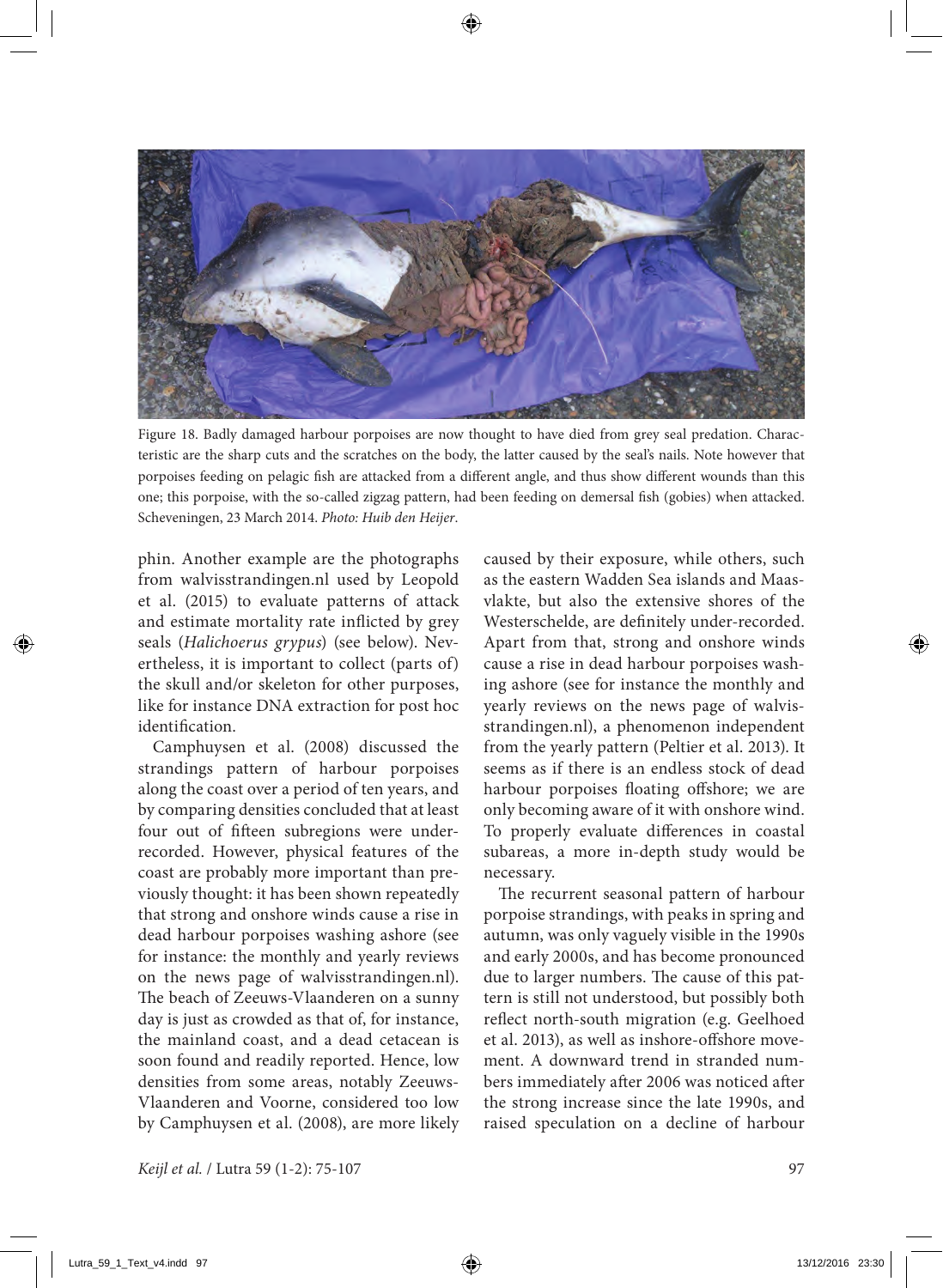Figure 18. Badly damaged harbour porpoises are now thought to have died from grey seal predation. Characteristic are the sharp cuts and the scratches on the body, the latter caused by the seal's nails. Note however that porpoises feeding on pelagic fish are attacked from a different angle, and thus show different wounds than this one; this porpoise, with the so-called zigzag pattern, had been feeding on demersal fish (gobies) when attacked. Scheveningen, 23 March 2014. *Photo: Huib den Heijer*.

phin. Another example are the photographs from walvisstrandingen.nl used by Leopold et al. (2015) to evaluate patterns of attack and estimate mortality rate inflicted by grey seals (*Halichoerus grypus*) (see below). Nevertheless, it is important to collect (parts of) the skull and/or skeleton for other purposes, like for instance DNA extraction for post hoc identification.

Camphuysen et al. (2008) discussed the strandings pattern of harbour porpoises along the coast over a period of ten years, and by comparing densities concluded that at least four out of fifteen subregions were under-recorded. However, physical features of the coast are probably more important than previously thought: it has been shown repeatedly that strong and onshore winds cause a rise in dead harbour porpoises washing ashore (see for instance: the monthly and yearly reviews on the news page of walvisstrandingen.nl). The beach of Zeeuws-Vlaanderen on a sunny day is just as crowded as that of, for instance, the mainland coast, and a dead cetacean is soon found and readily reported. Hence, low densities from some areas, notably Zeeuws-Vlaanderen and Voorne, considered too low by Camphuysen et al. (2008), are more likely caused by their exposure, while others, such as the eastern Wadden Sea islands and Maasvlakte, but also the extensive shores of the Westerschelde, are definitely under-recorded. Apart from that, strong and onshore winds cause a rise in dead harbour porpoises washing ashore (see for instance the monthly and yearly reviews on the news page of walvisstrandingen.nl), a phenomenon independent from the yearly pattern (Peltier et al. 2013). It seems as if there is an endless stock of dead harbour porpoises floating offshore; we are only becoming aware of it with onshore wind. To properly evaluate differences in coastal subareas, a more in-depth study would be necessary.

The recurrent seasonal pattern of harbour porpoise strandings, with peaks in spring and autumn, was only vaguely visible in the 1990s and early 2000s, and has become pronounced due to larger numbers. The cause of this pattern is still not understood, but possibly both reflect north-south migration (e.g. Geelhoed et al. 2013), as well as inshore-offshore movement. A downward trend in stranded numbers immediately after 2006 was noticed after the strong increase since the late 1990s, and raised speculation on a decline of harbour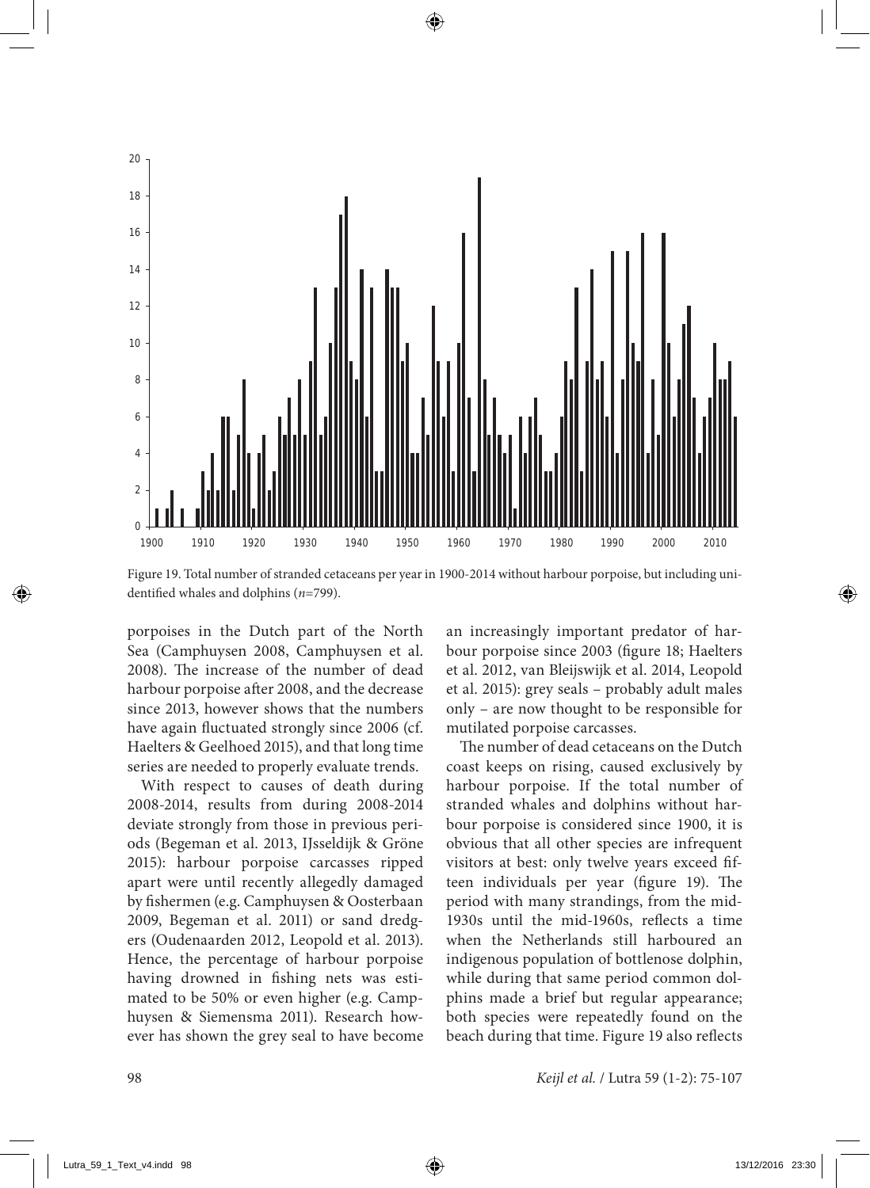Figure 19. Total number of stranded cetaceans per year in 1900-2014 without harbour porpoise, but including unidentified whales and dolphins (*n*=799).

porpoises in the Dutch part of the North Sea (Camphuysen 2008, Camphuysen et al. 2008). The increase of the number of dead harbour porpoise after 2008, and the decrease since 2013, however shows that the numbers have again fluctuated strongly since 2006 (cf. Haelters & Geelhoed 2015), and that long time series are needed to properly evaluate trends.

With respect to causes of death during 2008-2014, results from during 2008-2014 deviate strongly from those in previous periods (Begeman et al. 2013, IJsseldijk & Gröne 2015): harbour porpoise carcasses ripped apart were until recently allegedly damaged by fishermen (e.g. Camphuysen & Oosterbaan 2009, Begeman et al. 2011) or sand dredgers (Oudenaarden 2012, Leopold et al. 2013). Hence, the percentage of harbour porpoise having drowned in fishing nets was estimated to be 50% or even higher (e.g. Camphuysen & Siemensma 2011). Research however has shown the grey seal to have become an increasingly important predator of harbour porpoise since 2003 (figure 18; Haelters et al. 2012, van Bleijswijk et al. 2014, Leopold et al. 2015): grey seals – probably adult males only – are now thought to be responsible for mutilated porpoise carcasses.

The number of dead cetaceans on the Dutch coast keeps on rising, caused exclusively by harbour porpoise. If the total number of stranded whales and dolphins without harbour porpoise is considered since 1900, it is obvious that all other species are infrequent visitors at best: only twelve years exceed fifteen individuals per year (figure 19). The period with many strandings, from the mid-1930s until the mid-1960s, reflects a time when the Netherlands still harboured an indigenous population of bottlenose dolphin, while during that same period common dolphins made a brief but regular appearance; both species were repeatedly found on the beach during that time. Figure 19 also reflects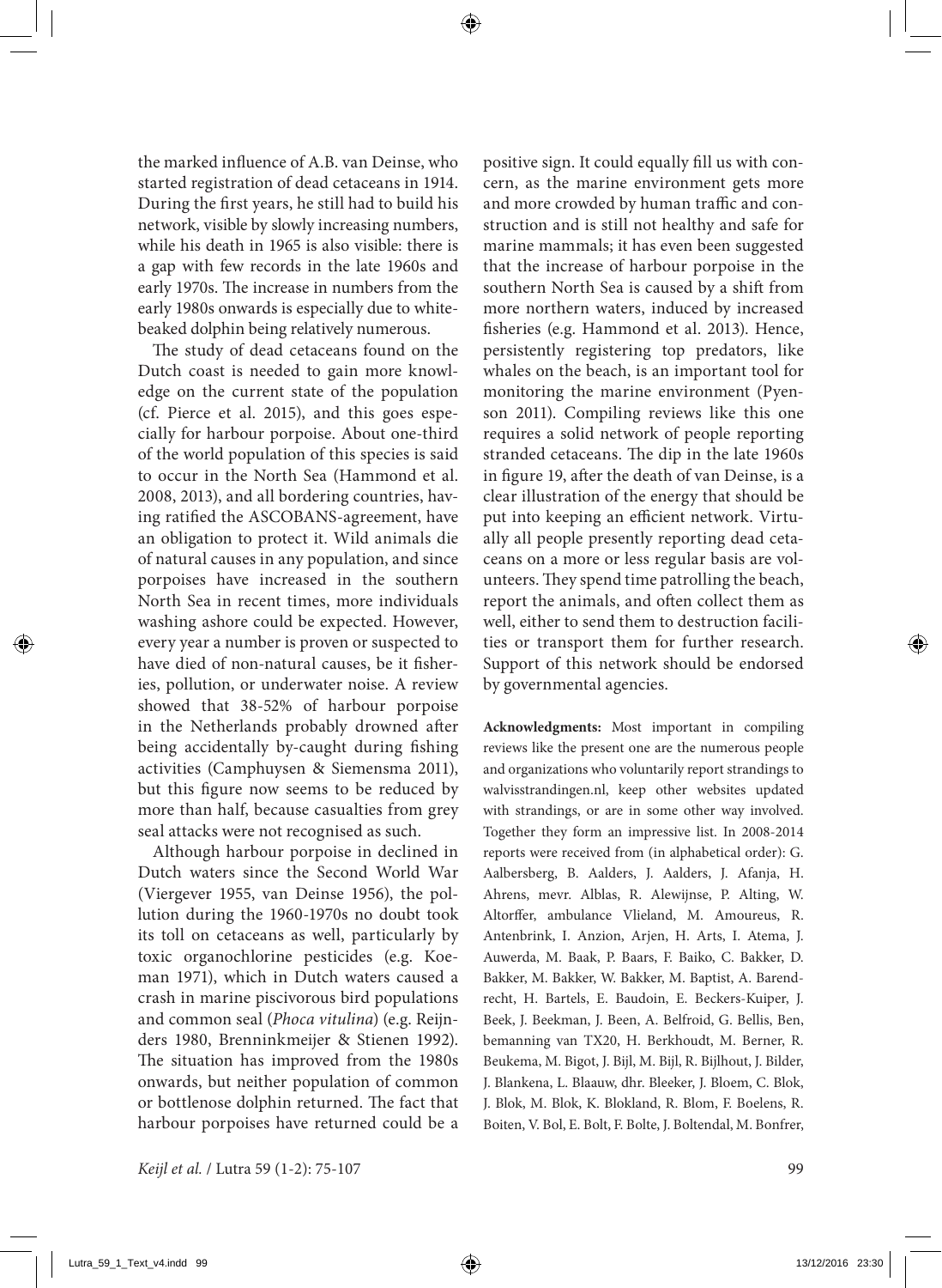the marked influence of A.B. van Deinse, who started registration of dead cetaceans in 1914. During the first years, he still had to build his network, visible by slowly increasing numbers, while his death in 1965 is also visible: there is a gap with few records in the late 1960s and early 1970s. The increase in numbers from the early 1980s onwards is especially due to white-beaked dolphin being relatively numerous.

The study of dead cetaceans found on the Dutch coast is needed to gain more knowledge on the current state of the population (cf. Pierce et al. 2015), and this goes especially for harbour porpoise. About one-third of the world population of this species is said to occur in the North Sea (Hammond et al. 2008, 2013), and all bordering countries, having ratified the ASCOBANS-agreement, have an obligation to protect it. Wild animals die of natural causes in any population, and since porpoises have increased in the southern North Sea in recent times, more individuals washing ashore could be expected. However, every year a number is proven or suspected to have died of non-natural causes, be it fisheries, pollution, or underwater noise. A review showed that 38-52% of harbour porpoise in the Netherlands probably drowned after being accidentally by-caught during fishing activities (Camphuysen & Siemensma 2011), but this figure now seems to be reduced by more than half, because casualties from grey seal attacks were not recognised as such.

Although harbour porpoise in declined in Dutch waters since the Second World War (Viergever 1955, van Deinse 1956), the pollution during the 1960-1970s no doubt took its toll on cetaceans as well, particularly by toxic organochlorine pesticides (e.g. Koeman 1971), which in Dutch waters caused a crash in marine piscivorous bird populations and common seal (*Phoca vitulina*) (e.g. Reijnders 1980, Brenninkmeijer & Stienen 1992). The situation has improved from the 1980s onwards, but neither population of common or bottlenose dolphin returned. The fact that harbour porpoises have returned could be a positive sign. It could equally fill us with concern, as the marine environment gets more and more crowded by human traffic and construction and is still not healthy and safe for marine mammals; it has even been suggested that the increase of harbour porpoise in the southern North Sea is caused by a shift from more northern waters, induced by increased fisheries (e.g. Hammond et al. 2013). Hence, persistently registering top predators, like whales on the beach, is an important tool for monitoring the marine environment (Pyenson 2011). Compiling reviews like this one requires a solid network of people reporting stranded cetaceans. The dip in the late 1960s in figure 19, after the death of van Deinse, is a clear illustration of the energy that should be put into keeping an efficient network. Virtually all people presently reporting dead cetaceans on a more or less regular basis are volunteers. They spend time patrolling the beach, report the animals, and often collect them as well, either to send them to destruction facilities or transport them for further research. Support of this network should be endorsed by governmental agencies.

**Acknowledgments:** Most important in compiling reviews like the present one are the numerous people and organizations who voluntarily report strandings to walvisstrandingen.nl, keep other websites updated with strandings, or are in some other way involved. Together they form an impressive list. In 2008-2014 reports were received from (in alphabetical order): G. Aalbersberg, B. Aalders, J. Aalders, J. Afanja, H. Ahrens, mevr. Alblas, R. Alewijnse, P. Alting, W. Altorffer, ambulance Vlieland, M. Amoureus, R. Antenbrink, I. Anzion, Arjen, H. Arts, I. Atema, J. Auwerda, M. Baak, P. Baars, F. Baiko, C. Bakker, D. Bakker, M. Bakker, W. Bakker, M. Baptist, A. Barendrecht, H. Bartels, E. Baudoin, E. Beckers-Kuiper, J. Beek, J. Beekman, J. Been, A. Belfroid, G. Bellis, Ben, bemanning van TX20, H. Berkhoudt, M. Berner, R. Beukema, M. Bigot, J. Bijl, M. Bijl, R. Bijlhout, J. Bilder, J. Blankena, L. Blaauw, dhr. Bleeker, J. Bloem, C. Blok, J. Blok, M. Blok, K. Blokland, R. Blom, F. Boelens, R. Boiten, V. Bol, E. Bolt, F. Bolte, J. Boltendal, M. Bonfrer,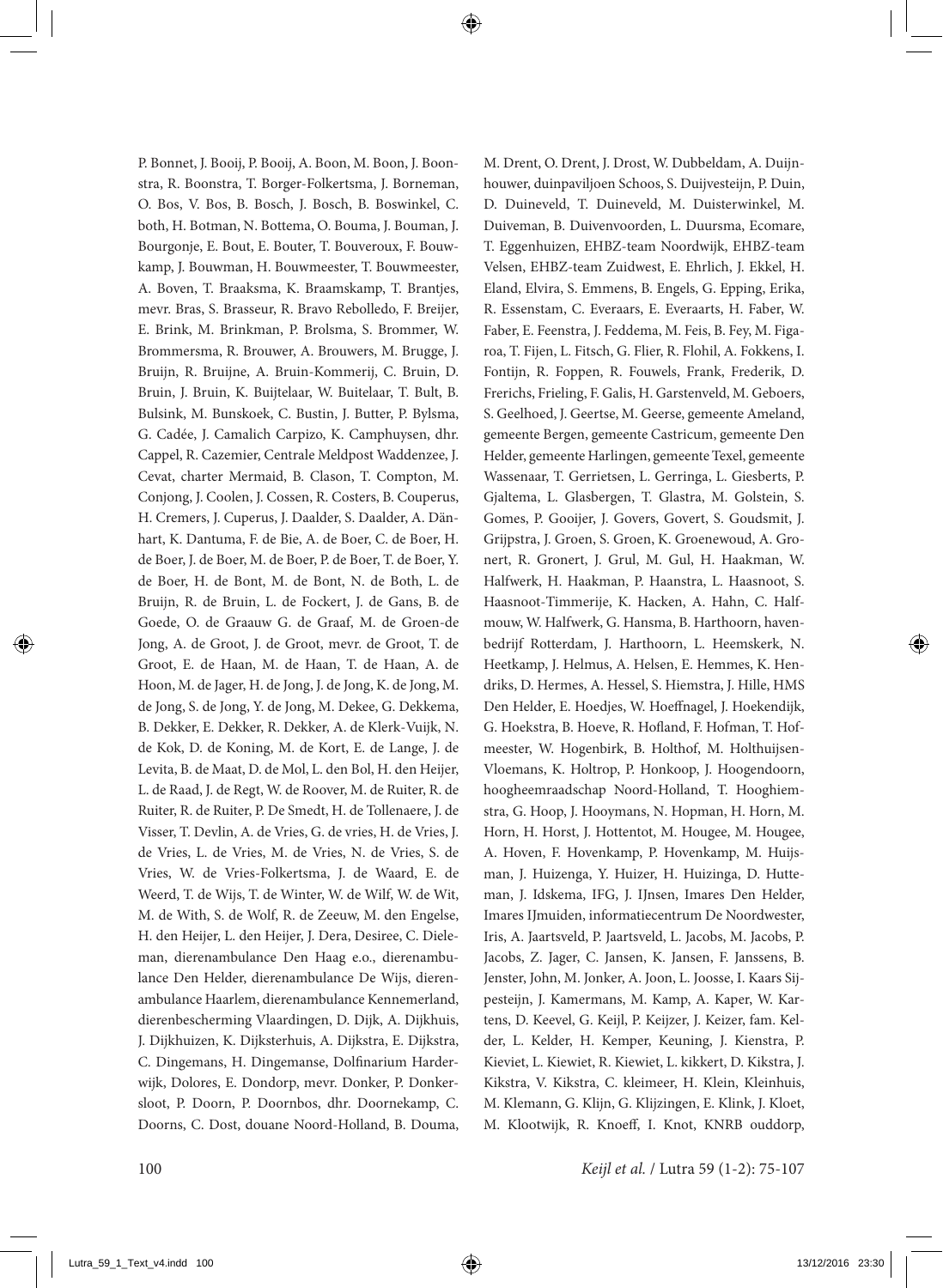P. Bonnet, J. Booij, P. Booij, A. Boon, M. Boon, J. Boonstra, R. Boonstra, T. Borger-Folkertsma, J. Borneman, O. Bos, V. Bos, B. Bosch, J. Bosch, B. Boswinkel, C. both, H. Botman, N. Bottema, O. Bouma, J. Bouman, J. Bourgonje, E. Bout, E. Bouter, T. Bouveroux, F. Bouwkamp, J. Bouwman, H. Bouwmeester, T. Bouwmeester, A. Boven, T. Braaksma, K. Braamskamp, T. Brantjes, mevr. Bras, S. Brasseur, R. Bravo Rebolledo, F. Breijer, E. Brink, M. Brinkman, P. Brolsma, S. Brommer, W. Brommersma, R. Brouwer, A. Brouwers, M. Brugge, J. Bruijn, R. Bruijne, A. Bruin-Kommerij, C. Bruin, D. Bruin, J. Bruin, K. Buijtelaar, W. Buitelaar, T. Bult, B. Bulsink, M. Bunskoek, C. Bustin, J. Butter, P. Bylsma, G. Cadée, J. Camalich Carpizo, K. Camphuysen, dhr. Cappel, R. Cazemier, Centrale Meldpost Waddenzee, J. Cevat, charter Mermaid, B. Clason, T. Compton, M. Conjong, J. Coolen, J. Cossen, R. Costers, B. Couperus, H. Cremers, J. Cuperus, J. Daalder, S. Daalder, A. Dänhart, K. Dantuma, F. de Bie, A. de Boer, C. de Boer, H. de Boer, J. de Boer, M. de Boer, P. de Boer, T. de Boer, Y. de Boer, H. de Bont, M. de Bont, N. de Both, L. de Bruijn, R. de Bruin, L. de Fockert, J. de Gans, B. de Goede, O. de Graauw G. de Graaf, M. de Groen-de Jong, A. de Groot, J. de Groot, mevr. de Groot, T. de Groot, E. de Haan, M. de Haan, T. de Haan, A. de Hoon, M. de Jager, H. de Jong, J. de Jong, K. de Jong, M. de Jong, S. de Jong, Y. de Jong, M. Dekee, G. Dekkema, B. Dekker, E. Dekker, R. Dekker, A. de Klerk-Vuijk, N. de Kok, D. de Koning, M. de Kort, E. de Lange, J. de Levita, B. de Maat, D. de Mol, L. den Bol, H. den Heijer, L. de Raad, J. de Regt, W. de Roover, M. de Ruiter, R. de Ruiter, R. de Ruiter, P. De Smedt, H. de Tollenaere, J. de Visser, T. Devlin, A. de Vries, G. de vries, H. de Vries, J. de Vries, L. de Vries, M. de Vries, N. de Vries, S. de Vries, W. de Vries-Folkertsma, J. de Waard, E. de Weerd, T. de Wijs, T. de Winter, W. de Wilf, W. de Wit, M. de With, S. de Wolf, R. de Zeeuw, M. den Engelse, H. den Heijer, L. den Heijer, J. Dera, Desiree, C. Dieleman, dierenambulance Den Haag e.o., dierenambulance Den Helder, dierenambulance De Wijs, dierenambulance Haarlem, dierenambulance Kennemerland, dierenbescherming Vlaardingen, D. Dijk, A. Dijkhuis, J. Dijkhuizen, K. Dijksterhuis, A. Dijkstra, E. Dijkstra, C. Dingemans, H. Dingemanse, Dolfinarium Harderwijk, Dolores, E. Dondorp, mevr. Donker, P. Donkersloot, P. Doorn, P. Doornbos, dhr. Doornekamp, C. Doorns, C. Dost, douane Noord-Holland, B. Douma, M. Drent, O. Drent, J. Drost, W. Dubbeldam, A. Duijnhouwer, duinpaviljoen Schoos, S. Duijvesteijn, P. Duin, D. Duineveld, T. Duineveld, M. Duisterwinkel, M. Duiveman, B. Duivenvoorden, L. Duursma, Ecomare, T. Eggenhuizen, EHBZ-team Noordwijk, EHBZ-team Velsen, EHBZ-team Zuidwest, E. Ehrlich, J. Ekkel, H. Eland, Elvira, S. Emmens, B. Engels, G. Epping, Erika, R. Essenstam, C. Everaars, E. Everaarts, H. Faber, W. Faber, E. Feenstra, J. Feddema, M. Feis, B. Fey, M. Figaroa, T. Fijen, L. Fitsch, G. Flier, R. Flohil, A. Fokkens, I. Fontijn, R. Foppen, R. Fouwels, Frank, Frederik, D. Frerichs, Frieling, F. Galis, H. Garstenveld, M. Geboers, S. Geelhoed, J. Geertse, M. Geerse, gemeente Ameland, gemeente Bergen, gemeente Castricum, gemeente Den Helder, gemeente Harlingen, gemeente Texel, gemeente Wassenaar, T. Gerrietsen, L. Gerringa, L. Giesberts, P. Gjaltema, L. Glasbergen, T. Glastra, M. Golstein, S. Gomes, P. Gooijer, J. Govers, Govert, S. Goudsmit, J. Grijpstra, J. Groen, S. Groen, K. Groenewoud, A. Gronert, R. Gronert, J. Grul, M. Gul, H. Haakman, W. Halfwerk, H. Haakman, P. Haanstra, L. Haasnoot, S. Haasnoot-Timmerije, K. Hacken, A. Hahn, C. Halfmouw, W. Halfwerk, G. Hansma, B. Harthoorn, havenbedrijf Rotterdam, J. Harthoorn, L. Heemskerk, N. Heetkamp, J. Helmus, A. Helsen, E. Hemmes, K. Hendriks, D. Hermes, A. Hessel, S. Hiemstra, J. Hille, HMS Den Helder, E. Hoedjes, W. Hoeffnagel, J. Hoekendijk, G. Hoekstra, B. Hoeve, R. Hofland, F. Hofman, T. Hofmeester, W. Hogenbirk, B. Holthof, M. Holthuijsen-Vloemans, K. Holtrop, P. Honkoop, J. Hoogendoorn, hoogheemraadschap Noord-Holland, T. Hooghiemstra, G. Hoop, J. Hooymans, N. Hopman, H. Horn, M. Horn, H. Horst, J. Hottentot, M. Hougee, M. Hougee, A. Hoven, F. Hovenkamp, P. Hovenkamp, M. Huijsman, J. Huizenga, Y. Huizer, H. Huizinga, D. Hutteman, J. Idskema, IFG, J. IJnsen, Imares Den Helder, Imares IJmuiden, informatiecentrum De Noordwester, Iris, A. Jaartsveld, P. Jaartsveld, L. Jacobs, M. Jacobs, P. Jacobs, Z. Jager, C. Jansen, K. Jansen, F. Janssens, B. Jenster, John, M. Jonker, A. Joon, L. Joosse, I. Kaars Sijpesteijn, J. Kamermans, M. Kamp, A. Kaper, W. Kartens, D. Keevel, G. Keijl, P. Keijzer, J. Keizer, fam. Kelder, L. Kelder, H. Kemper, Keuning, J. Kienstra, P. Kieviet, L. Kiewiet, R. Kiewiet, L. kikkert, D. Kikstra, J. Kikstra, V. Kikstra, C. kleimeer, H. Klein, Kleinhuis, M. Klemann, G. Klijn, G. Klijzingen, E. Klink, J. Kloet, M. Klootwijk, R. Knoeff, I. Knot, KNRB ouddorp,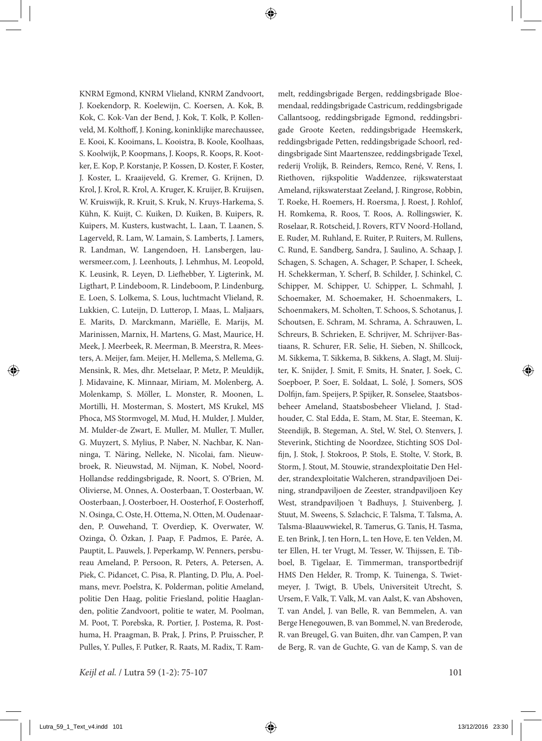KNRM Egmond, KNRM Vlieland, KNRM Zandvoort, J. Koekendorp, R. Koelewijn, C. Koersen, A. Kok, B. Kok, C. Kok-Van der Bend, J. Kok, T. Kolk, P. Kollenveld, M. Kolthoff, J. Koning, koninklijke marechaussee, E. Kooi, K. Kooimans, L. Kooistra, B. Koole, Koolhaas, S. Koolwijk, P. Koopmans, J. Koops, R. Koops, R. Kootker, E. Kop, P. Korstanje, P. Kossen, D. Koster, F. Koster, J. Koster, L. Kraaijeveld, G. Kremer, G. Krijnen, D. Krol, J. Krol, R. Krol, A. Kruger, K. Kruijer, B. Kruijsen, W. Kruiswijk, R. Kruit, S. Kruk, N. Kruys-Harkema, S. Kühn, K. Kuijt, C. Kuiken, D. Kuiken, B. Kuipers, R. Kuipers, M. Kusters, kustwacht, L. Laan, T. Laanen, S. Lagerveld, R. Lam, W. Lamain, S. Lamberts, J. Lamers, R. Landman, W. Langendoen, H. Lansbergen, lauwersmeer.com, J. Leenhouts, J. Lehmhus, M. Leopold, K. Leusink, R. Leyen, D. Liefhebber, Y. Ligterink, M. Ligthart, P. Lindeboom, R. Lindeboom, P. Lindenburg, E. Loen, S. Lolkema, S. Lous, luchtmacht Vlieland, R. Lukkien, C. Luteijn, D. Lutterop, I. Maas, L. Maljaars, E. Marits, D. Marckmann, Mariëlle, E. Marijs, M. Marinissen, Marnix, H. Martens, G. Mast, Maurice, H. Meek, J. Meerbeek, R. Meerman, B. Meerstra, R. Meesters, A. Meijer, fam. Meijer, H. Mellema, S. Mellema, G. Mensink, R. Mes, dhr. Metselaar, P. Metz, P. Meuldijk, J. Midavaine, K. Minnaar, Miriam, M. Molenberg, A. Molenkamp, S. Möller, L. Monster, R. Moonen, L. Mortilli, H. Mosterman, S. Mostert, MS Krukel, MS Phoca, MS Stormvogel, M. Mud, H. Mulder, J. Mulder, M. Mulder-de Zwart, E. Muller, M. Muller, T. Muller, G. Muyzert, S. Mylius, P. Naber, N. Nachbar, K. Nanninga, T. Näring, Nelleke, N. Nicolai, fam. Nieuwbroek, R. Nieuwstad, M. Nijman, K. Nobel, Noord-Hollandse reddingsbrigade, R. Noort, S. O'Brien, M. Olivierse, M. Onnes, A. Oosterbaan, T. Oosterbaan, W. Oosterbaan, J. Oosterboer, H. Oosterhof, F. Oosterhoff, N. Osinga, C. Oste, H. Ottema, N. Otten, M. Oudenaarden, P. Ouwehand, T. Overdiep, K. Overwater, W. Ozinga, Ö. Özkan, J. Paap, F. Padmos, E. Parée, A. Pauptit, L. Pauwels, J. Peperkamp, W. Penners, persbureau Ameland, P. Persoon, R. Peters, A. Petersen, A. Piek, C. Pidancet, C. Pisa, R. Planting, D. Plu, A. Poelmans, mevr. Poelstra, K. Polderman, politie Ameland, politie Den Haag, politie Friesland, politie Haaglanden, politie Zandvoort, politie te water, M. Poolman, M. Poot, T. Porebska, R. Portier, J. Postema, R. Posthuma, H. Praagman, B. Prak, J. Prins, P. Pruisscher, P. Pulles, Y. Pulles, F. Putker, R. Raats, M. Radix, T. Rammelt, reddingsbrigade Bergen, reddingsbrigade Bloemendaal, reddingsbrigade Castricum, reddingsbrigade Callantsoog, reddingsbrigade Egmond, reddingsbrigade Groote Keeten, reddingsbrigade Heemskerk, reddingsbrigade Petten, reddingsbrigade Schoorl, reddingsbrigade Sint Maartenszee, reddingsbrigade Texel, rederij Vrolijk, B. Reinders, Remco, René, V. Rens, I. Riethoven, rijkspolitie Waddenzee, rijkswaterstaat Ameland, rijkswaterstaat Zeeland, J. Ringrose, Robbin, T. Roeke, H. Roemers, H. Roersma, J. Roest, J. Rohlof, H. Romkema, R. Roos, T. Roos, A. Rollingswier, K. Roselaar, R. Rotscheid, J. Rovers, RTV Noord-Holland, E. Ruder, M. Ruhland, E. Ruiter, P. Ruiters, M. Rullens, C. Rund, E. Sandberg, Sandra, J. Saulino, A. Schaap, J. Schagen, S. Schagen, A. Schager, P. Schaper, I. Scheek, H. Schekkerman, Y. Scherf, B. Schilder, J. Schinkel, C. Schipper, M. Schipper, U. Schipper, L. Schmahl, J. Schoemaker, M. Schoemaker, H. Schoenmakers, L. Schoenmakers, M. Scholten, T. Schoos, S. Schotanus, J. Schoutsen, E. Schram, M. Schrama, A. Schrauwen, L. Schreurs, B. Schrieken, E. Schrijver, M. Schrijver-Bastiaans, R. Schurer, F.R. Selie, H. Sieben, N. Shillcock, M. Sikkema, T. Sikkema, B. Sikkens, A. Slagt, M. Sluijter, K. Snijder, J. Smit, F. Smits, H. Snater, J. Soek, C. Soepboer, P. Soer, E. Soldaat, L. Solé, J. Somers, SOS Dolfijn, fam. Speijers, P. Spijker, R. Sonselee, Staatsbosbeheer Ameland, Staatsbosbeheer Vlieland, J. Stadhouder, C. Stal Edda, E. Stam, M. Star, E. Steeman, K. Steendijk, B. Stegeman, A. Stel, W. Stel, O. Stenvers, J. Steverink, Stichting de Noordzee, Stichting SOS Dolfijn, J. Stok, J. Stokroos, P. Stols, E. Stolte, V. Stork, B. Storm, J. Stout, M. Stouwie, strandexploitatie Den Helder, strandexploitatie Walcheren, strandpaviljoen Deining, strandpaviljoen de Zeester, strandpaviljoen Key West, strandpaviljoen 't Badhuys, J. Stuivenberg, J. Stuut, M. Sweens, S. Szlachcic, F. Talsma, T. Talsma, A. Talsma-Blaauwwiekel, R. Tamerus, G. Tanis, H. Tasma, E. ten Brink, J. ten Horn, L. ten Hove, E. ten Velden, M. ter Ellen, H. ter Vrugt, M. Tesser, W. Thijssen, E. Tibboel, B. Tigelaar, E. Timmerman, transportbedrijf HMS Den Helder, R. Tromp, K. Tuinenga, S. Twietmeyer, J. Twigt, B. Ubels, Universiteit Utrecht, S. Ursem, F. Valk, T. Valk, M. van Aalst, K. van Abshoven, T. van Andel, J. van Belle, R. van Bemmelen, A. van Berge Henegouwen, B. van Bommel, N. van Brederode, R. van Breugel, G. van Buiten, dhr. van Campen, P. van de Berg, R. van de Guchte, G. van de Kamp, S. van de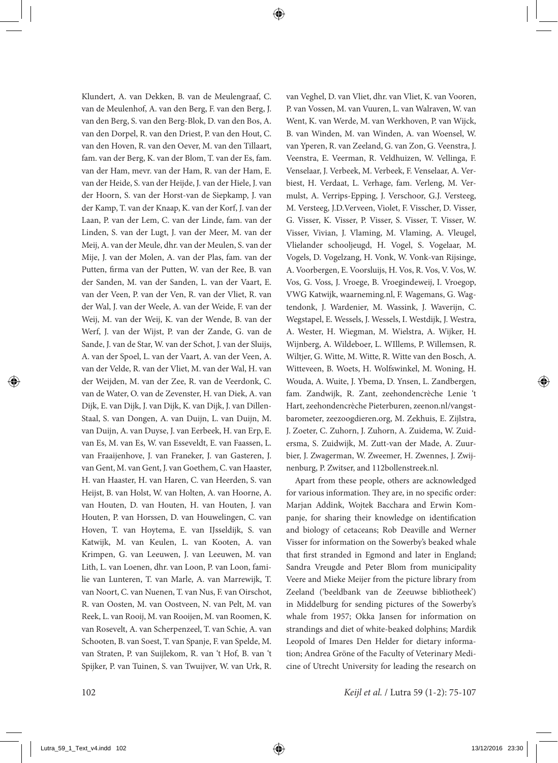Klundert, A. van Dekken, B. van de Meulengraaf, C. van de Meulenhof, A. van den Berg, F. van den Berg, J. van den Berg, S. van den Berg-Blok, D. van den Bos, A. van den Dorpel, R. van den Driest, P. van den Hout, C. van den Hoven, R. van den Oever, M. van den Tillaart, fam. van der Berg, K. van der Blom, T. van der Es, fam. van der Ham, mevr. van der Ham, R. van der Ham, E. van der Heide, S. van der Heijde, J. van der Hiele, J. van der Hoorn, S. van der Horst-van de Siepkamp, J. van der Kamp, T. van der Knaap, K. van der Korf, J. van der Laan, P. van der Lem, C. van der Linde, fam. van der Linden, S. van der Lugt, J. van der Meer, M. van der Meij, A. van der Meule, dhr. van der Meulen, S. van der Mije, J. van der Molen, A. van der Plas, fam. van der Putten, firma van der Putten, W. van der Ree, B. van der Sanden, M. van der Sanden, L. van der Vaart, E. van der Veen, P. van der Ven, R. van der Vliet, R. van der Wal, J. van der Weele, A. van der Weide, F. van der Weij, M. van der Weij, K. van der Wende, B. van der Werf, J. van der Wijst, P. van der Zande, G. van de Sande, J. van de Star, W. van der Schot, J. van der Sluijs, A. van der Spoel, L. van der Vaart, A. van der Veen, A. van der Velde, R. van der Vliet, M. van der Wal, H. van der Weijden, M. van der Zee, R. van de Veerdonk, C. van de Water, O. van de Zevenster, H. van Diek, A. van Dijk, E. van Dijk, J. van Dijk, K. van Dijk, J. van Dillen-Staal, S. van Dongen, A. van Duijn, L. van Duijn, M. van Duijn, A. van Duyse, J. van Eerbeek, H. van Erp, E. van Es, M. van Es, W. van Esseveldt, E. van Faassen, L. van Fraaijenhove, J. van Franeker, J. van Gasteren, J. van Gent, M. van Gent, J. van Goethem, C. van Haaster, H. van Haaster, H. van Haren, C. van Heerden, S. van Heijst, B. van Holst, W. van Holten, A. van Hoorne, A. van Houten, D. van Houten, H. van Houten, J. van Houten, P. van Horssen, D. van Houwelingen, C. van Hoven, T. van Hoytema, E. van IJsseldijk, S. van Katwijk, M. van Keulen, L. van Kooten, A. van Krimpen, G. van Leeuwen, J. van Leeuwen, M. van Lith, L. van Loenen, dhr. van Loon, P. van Loon, familie van Lunteren, T. van Marle, A. van Marrewijk, T. van Noort, C. van Nuenen, T. van Nus, F. van Oirschot, R. van Oosten, M. van Oostveen, N. van Pelt, M. van Reek, L. van Rooij, M. van Rooijen, M. van Roomen, K. van Rosevelt, A. van Scherpenzeel, T. van Schie, A. van Schooten, B. van Soest, T. van Spanje, F. van Spelde, M. van Straten, P. van Suijlekom, R. van 't Hof, B. van 't Spijker, P. van Tuinen, S. van Twuijver, W. van Urk, R. van Veghel, D. van Vliet, dhr. van Vliet, K. van Vooren, P. van Vossen, M. van Vuuren, L. van Walraven, W. van Went, K. van Werde, M. van Werkhoven, P. van Wijck, B. van Winden, M. van Winden, A. van Woensel, W. van Yperen, R. van Zeeland, G. van Zon, G. Veenstra, J. Veenstra, E. Veerman, R. Veldhuizen, W. Vellinga, F. Venselaar, J. Verbeek, M. Verbeek, F. Venselaar, A. Verbiest, H. Verdaat, L. Verhage, fam. Verleng, M. Vermulst, A. Verrips-Epping, J. Verschoor, G.J. Versteeg, M. Versteeg, J.D.Verveen, Violet, F. Visscher, D. Visser, G. Visser, K. Visser, P. Visser, S. Visser, T. Visser, W. Visser, Vivian, J. Vlaming, M. Vlaming, A. Vleugel, Vlielander schooljeugd, H. Vogel, S. Vogelaar, M. Vogels, D. Vogelzang, H. Vonk, W. Vonk-van Rijsinge, A. Voorbergen, E. Voorsluijs, H. Vos, R. Vos, V. Vos, W. Vos, G. Voss, J. Vroege, B. Vroegindeweij, I. Vroegop, VWG Katwijk, waarneming.nl, F. Wagemans, G. Wagtendonk, J. Wardenier, M. Wassink, J. Waverijn, C. Wegstapel, E. Wessels, J. Wessels, I. Westdijk, J. Westra, A. Wester, H. Wiegman, M. Wielstra, A. Wijker, H. Wijnberg, A. Wildeboer, L. WIllems, P. Willemsen, R. Wiltjer, G. Witte, M. Witte, R. Witte van den Bosch, A. Witteveen, B. Woets, H. Wolfswinkel, M. Woning, H. Wouda, A. Wuite, J. Ybema, D. Ynsen, L. Zandbergen, fam. Zandwijk, R. Zant, zeehondencrèche Lenie 't Hart, zeehondencrèche Pieterburen, zeenon.nl/vangstbarometer, zeezoogdieren.org, M. Zekhuis, E. Zijlstra, J. Zoeter, C. Zuhorn, J. Zuhorn, A. Zuidema, W. Zuidersma, S. Zuidwijk, M. Zutt-van der Made, A. Zuurbier, J. Zwagerman, W. Zweemer, H. Zwennes, J. Zwijnenburg, P. Zwitser, and 112bollenstreek.nl.

Apart from these people, others are acknowledged for various information. They are, in no specific order: Marjan Addink, Wojtek Bacchara and Erwin Kompanje, for sharing their knowledge on identification and biology of cetaceans; Rob Deaville and Werner Visser for information on the Sowerby's beaked whale that first stranded in Egmond and later in England; Sandra Vreugde and Peter Blom from municipality Veere and Mieke Meijer from the picture library from Zeeland ('beeldbank van de Zeeuwse bibliotheek') in Middelburg for sending pictures of the Sowerby's whale from 1957; Okka Jansen for information on strandings and diet of white-beaked dolphins; Mardik Leopold of Imares Den Helder for dietary information; Andrea Gröne of the Faculty of Veterinary Medicine of Utrecht University for leading the research on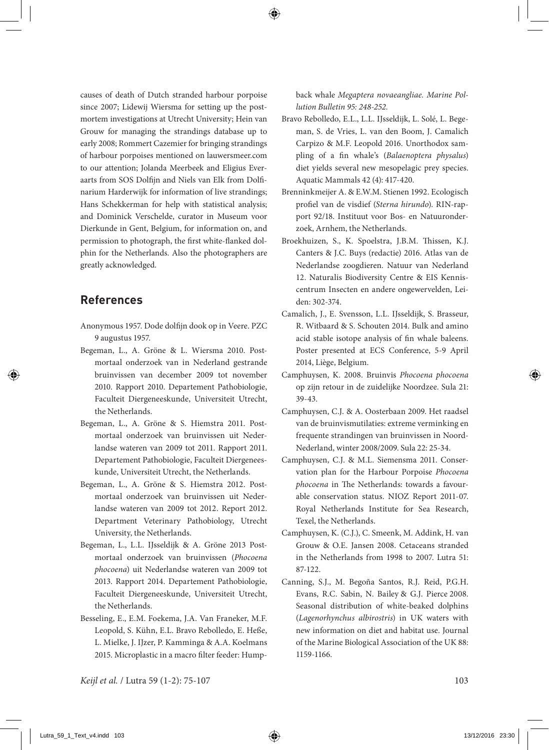causes of death of Dutch stranded harbour porpoise since 2007; Lidewij Wiersma for setting up the post-mortem investigations at Utrecht University; Hein van Grouw for managing the strandings database up to early 2008; Rommert Cazemier for bringing strandings of harbour porpoises mentioned on lauwersmeer.com to our attention; Jolanda Meerbeek and Eligius Everaarts from SOS Dolfijn and Niels van Elk from Dolfinarium Harderwijk for information of live strandings; Hans Schekkerman for help with statistical analysis; and Dominick Verschelde, curator in Museum voor Dierkunde in Gent, Belgium, for information on, and permission to photograph, the first white-flanked dolphin for the Netherlands. Also the photographers are greatly acknowledged.

## References

Anonymous 1957. Dode dolfijn dook op in Veere. PZC 9 augustus 1957.

Begeman, L., A. Gröne & L. Wiersma 2010. Postmortaal onderzoek van in Nederland gestrande bruinvissen van december 2009 tot november 2010. Rapport 2010. Departement Pathobiologie, Faculteit Diergeneeskunde, Universiteit Utrecht, the Netherlands.

Begeman, L., A. Gröne & S. Hiemstra 2011. Postmortaal onderzoek van bruinvissen uit Nederlandse wateren van 2009 tot 2011. Rapport 2011. Departement Pathobiologie, Faculteit Diergeneeskunde, Universiteit Utrecht, the Netherlands.

Begeman, L., A. Gröne & S. Hiemstra 2012. Postmortaal onderzoek van bruinvissen uit Nederlandse wateren van 2009 tot 2012. Report 2012. Department Veterinary Pathobiology, Utrecht University, the Netherlands.

Begeman, L., L.L. IJsseldijk & A. Gröne 2013 Postmortaal onderzoek van bruinvissen (*Phocoena phocoena*) uit Nederlandse wateren van 2009 tot 2013. Rapport 2014. Departement Pathobiologie, Faculteit Diergeneeskunde, Universiteit Utrecht, the Netherlands.

Besseling, E., E.M. Foekema, J.A. Van Franeker, M.F. Leopold, S. Kühn, E.L. Bravo Rebolledo, E. Heße, L. Mielke, J. IJzer, P. Kamminga & A.A. Koelmans 2015. Microplastic in a macro filter feeder: Humpback whale *Megaptera novaeangliae. Marine Pollution Bulletin 95: 248-252.*

Bravo Rebolledo, E.L., L.L. IJsseldijk, L. Solé, L. Begeman, S. de Vries, L. van den Boom, J. Camalich Carpizo & M.F. Leopold 2016. Unorthodox sampling of a fin whale's (*Balaenoptera physalus*) diet yields several new mesopelagic prey species. Aquatic Mammals 42 (4): 417-420.

Brenninkmeijer A. & E.W.M. Stienen 1992. Ecologisch profiel van de visdief (*Sterna hirundo*). RIN-rapport 92/18. Instituut voor Bos- en Natuuronderzoek, Arnhem, the Netherlands.

Broekhuizen, S., K. Spoelstra, J.B.M. Thissen, K.J. Canters & J.C. Buys (redactie) 2016. Atlas van de Nederlandse zoogdieren. Natuur van Nederland 12. Naturalis Biodiversity Centre & EIS Kenniscentrum Insecten en andere ongewervelden, Leiden: 302-374.

Camalich, J., E. Svensson, L.L. IJsseldijk, S. Brasseur, R. Witbaard & S. Schouten 2014. Bulk and amino acid stable isotope analysis of fin whale baleens. Poster presented at ECS Conference, 5-9 April 2014, Liège, Belgium.

Camphuysen, K. 2008. Bruinvis *Phocoena phocoena* op zijn retour in de zuidelijke Noordzee. Sula 21: 39-43.

Camphuysen, C.J. & A. Oosterbaan 2009. Het raadsel van de bruinvismutilaties: extreme verminking en frequente strandingen van bruinvissen in Noord-Nederland, winter 2008/2009. Sula 22: 25-34.

Camphuysen, C.J. & M.L. Siemensma 2011. Conservation plan for the Harbour Porpoise *Phocoena phocoena* in The Netherlands: towards a favourable conservation status. NIOZ Report 2011-07. Royal Netherlands Institute for Sea Research, Texel, the Netherlands.

Camphuysen, K. (C.J.), C. Smeenk, M. Addink, H. van Grouw & O.E. Jansen 2008. Cetaceans stranded in the Netherlands from 1998 to 2007. Lutra 51: 87-122.

Canning, S.J., M. Begoña Santos, R.J. Reid, P.G.H. Evans, R.C. Sabin, N. Bailey & G.J. Pierce 2008. Seasonal distribution of white-beaked dolphins (*Lagenorhynchus albirostris*) in UK waters with new information on diet and habitat use. Journal of the Marine Biological Association of the UK 88: 1159-1166.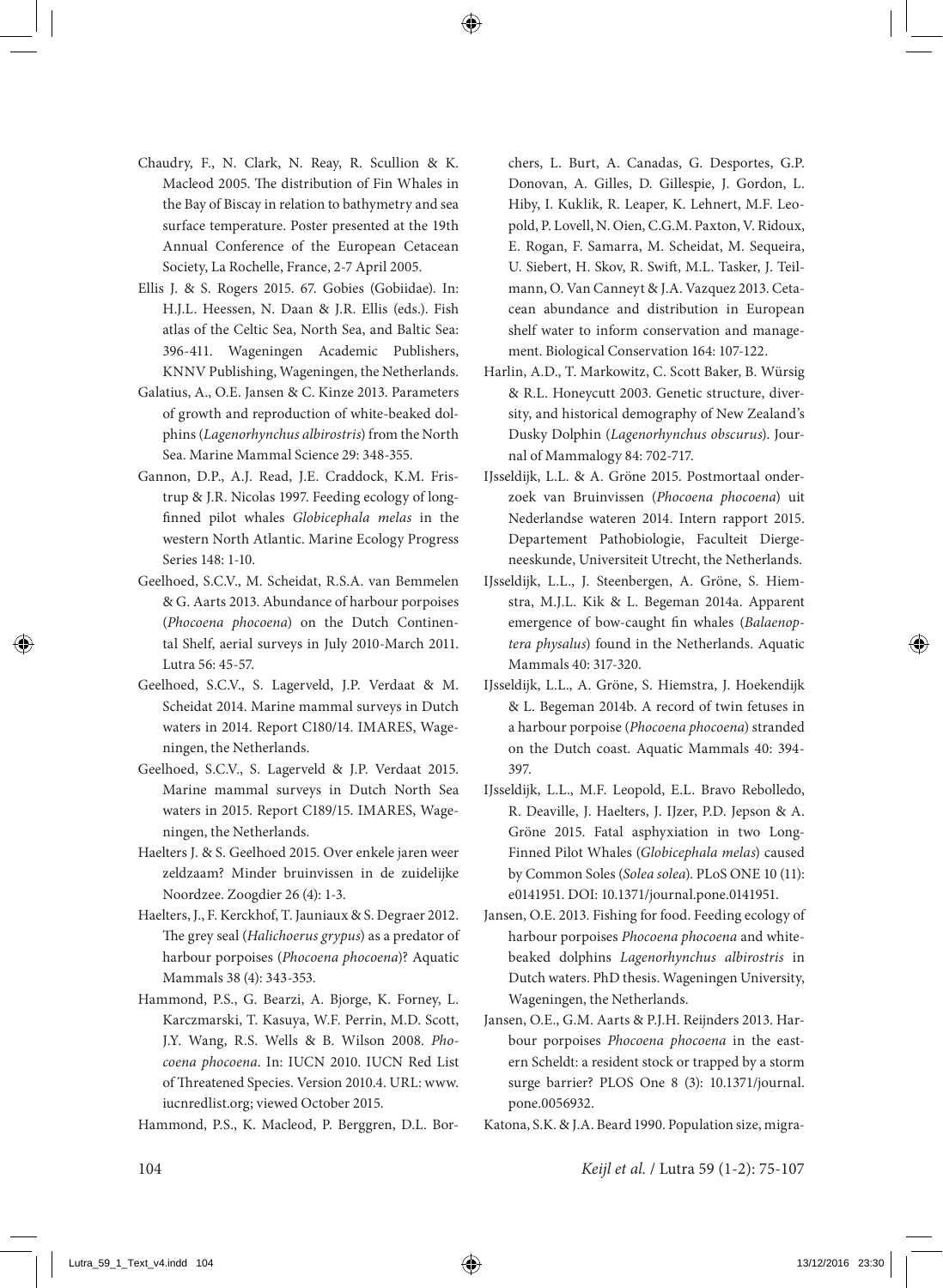Chaudry, F., N. Clark, N. Reay, R. Scullion & K. Macleod 2005. The distribution of Fin Whales in the Bay of Biscay in relation to bathymetry and sea surface temperature. Poster presented at the 19th Annual Conference of the European Cetacean Society, La Rochelle, France, 2-7 April 2005.

Ellis J. & S. Rogers 2015. 67. Gobies (Gobiidae). In: H.J.L. Heessen, N. Daan & J.R. Ellis (eds.). Fish atlas of the Celtic Sea, North Sea, and Baltic Sea: 396-411. Wageningen Academic Publishers, KNNV Publishing, Wageningen, the Netherlands.

Galatius, A., O.E. Jansen & C. Kinze 2013. Parameters of growth and reproduction of white-beaked dolphins (*Lagenorhynchus albirostris*) from the North Sea. Marine Mammal Science 29: 348-355.

Gannon, D.P., A.J. Read, J.E. Craddock, K.M. Fristrup & J.R. Nicolas 1997. Feeding ecology of long-finned pilot whales *Globicephala melas* in the western North Atlantic. Marine Ecology Progress Series 148: 1-10.

Geelhoed, S.C.V., M. Scheidat, R.S.A. van Bemmelen & G. Aarts 2013. Abundance of harbour porpoises (*Phocoena phocoena*) on the Dutch Continental Shelf, aerial surveys in July 2010-March 2011. Lutra 56: 45-57.

Geelhoed, S.C.V., S. Lagerveld, J.P. Verdaat & M. Scheidat 2014. Marine mammal surveys in Dutch waters in 2014. Report C180/14. IMARES, Wageningen, the Netherlands.

Geelhoed, S.C.V., S. Lagerveld & J.P. Verdaat 2015. Marine mammal surveys in Dutch North Sea waters in 2015. Report C189/15. IMARES, Wageningen, the Netherlands.

Haelters J. & S. Geelhoed 2015. Over enkele jaren weer zeldzaam? Minder bruinvissen in de zuidelijke Noordzee. Zoogdier 26 (4): 1-3.

Haelters, J., F. Kerckhof, T. Jauniaux & S. Degraer 2012. The grey seal (*Halichoerus grypus*) as a predator of harbour porpoises (*Phocoena phocoena*)? Aquatic Mammals 38 (4): 343-353.

Hammond, P.S., G. Bearzi, A. Bjorge, K. Forney, L. Karczmarski, T. Kasuya, W.F. Perrin, M.D. Scott, J.Y. Wang, R.S. Wells & B. Wilson 2008. *Phocoena phocoena*. In: IUCN 2010. IUCN Red List of Threatened Species. Version 2010.4. URL: www.iucnredlist.org; viewed October 2015.

Hammond, P.S., K. Macleod, P. Berggren, D.L. Borchers, L. Burt, A. Canadas, G. Desportes, G.P. Donovan, A. Gilles, D. Gillespie, J. Gordon, L. Hiby, I. Kuklik, R. Leaper, K. Lehnert, M.F. Leopold, P. Lovell, N. Oien, C.G.M. Paxton, V. Ridoux, E. Rogan, F. Samarra, M. Scheidat, M. Sequeira, U. Siebert, H. Skov, R. Swift, M.L. Tasker, J. Teilmann, O. Van Canneyt & J.A. Vazquez 2013. Cetacean abundance and distribution in European shelf water to inform conservation and management. Biological Conservation 164: 107-122.

Harlin, A.D., T. Markowitz, C. Scott Baker, B. Würsig & R.L. Honeycutt 2003. Genetic structure, diversity, and historical demography of New Zealand's Dusky Dolphin (*Lagenorhynchus obscurus*). Journal of Mammalogy 84: 702-717.

IJsseldijk, L.L. & A. Gröne 2015. Postmortaal onderzoek van Bruinvissen (*Phocoena phocoena*) uit Nederlandse wateren 2014. Intern rapport 2015. Departement Pathobiologie, Faculteit Diergeneeskunde, Universiteit Utrecht, the Netherlands.

IJsseldijk, L.L., J. Steenbergen, A. Gröne, S. Hiemstra, M.J.L. Kik & L. Begeman 2014a. Apparent emergence of bow-caught fin whales (*Balaenoptera physalus*) found in the Netherlands. Aquatic Mammals 40: 317-320.

IJsseldijk, L.L., A. Gröne, S. Hiemstra, J. Hoekendijk & L. Begeman 2014b. A record of twin fetuses in a harbour porpoise (*Phocoena phocoena*) stranded on the Dutch coast. Aquatic Mammals 40: 394-397.

IJsseldijk, L.L., M.F. Leopold, E.L. Bravo Rebolledo, R. Deaville, J. Haelters, J. IJzer, P.D. Jepson & A. Gröne 2015. Fatal asphyxiation in two Long-Finned Pilot Whales (*Globicephala melas*) caused by Common Soles (*Solea solea*). PLoS ONE 10 (11): e0141951. DOI: 10.1371/journal.pone.0141951.

Jansen, O.E. 2013. Fishing for food. Feeding ecology of harbour porpoises *Phocoena phocoena* and white-beaked dolphins *Lagenorhynchus albirostris* in Dutch waters. PhD thesis. Wageningen University, Wageningen, the Netherlands.

Jansen, O.E., G.M. Aarts & P.J.H. Reijnders 2013. Harbour porpoises *Phocoena phocoena* in the eastern Scheldt: a resident stock or trapped by a storm surge barrier? PLOS One 8 (3): 10.1371/journal.pone.0056932.

Katona, S.K. & J.A. Beard 1990. Population size, migra-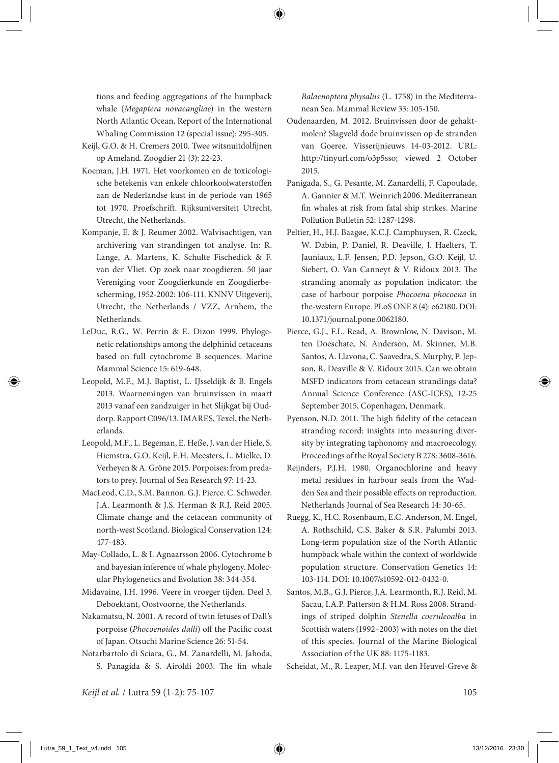tions and feeding aggregations of the humpback whale (*Megaptera novaeangliae*) in the western North Atlantic Ocean. Report of the International Whaling Commission 12 (special issue): 295-305.

Keijl, G.O. & H. Cremers 2010. Twee witsnuitdolfijnen op Ameland. Zoogdier 21 (3): 22-23.

Koeman, J.H. 1971. Het voorkomen en de toxicologische betekenis van enkele chloorkoolwaterstoffen aan de Nederlandse kust in de periode van 1965 tot 1970. Proefschrift. Rijksuniversiteit Utrecht, Utrecht, the Netherlands.

Kompanje, E. & J. Reumer 2002. Walvisachtigen, van archivering van strandingen tot analyse. In: R. Lange, A. Martens, K. Schulte Fischedick & F. van der Vliet. Op zoek naar zoogdieren. 50 jaar Vereniging voor Zoogdierkunde en Zoogdierbescherming, 1952-2002: 106-111. KNNV Uitgeverij, Utrecht, the Netherlands / VZZ, Arnhem, the Netherlands.

LeDuc, R.G., W. Perrin & E. Dizon 1999. Phylogenetic relationships among the delphinid cetaceans based on full cytochrome B sequences. Marine Mammal Science 15: 619-648.

Leopold, M.F., M.J. Baptist, L. IJsseldijk & B. Engels 2013. Waarnemingen van bruinvissen in maart 2013 vanaf een zandzuiger in het Slijkgat bij Ouddorp. Rapport C096/13. IMARES, Texel, the Netherlands.

Leopold, M.F., L. Begeman, E. Heße, J. van der Hiele, S. Hiemstra, G.O. Keijl, E.H. Meesters, L. Mielke, D. Verheyen & A. Gröne 2015. Porpoises: from predators to prey. Journal of Sea Research 97: 14-23.

MacLeod, C.D., S.M. Bannon. G.J. Pierce. C. Schweder. J.A. Learmonth & J.S. Herman & R.J. Reid 2005. Climate change and the cetacean community of north-west Scotland. Biological Conservation 124: 477-483.

May-Collado, L. & I. Agnaarsson 2006. Cytochrome b and bayesian inference of whale phylogeny. Molecular Phylogenetics and Evolution 38: 344-354.

Midavaine, J.H. 1996. Veere in vroeger tijden. Deel 3. Deboektant, Oostvoorne, the Netherlands.

Nakamatsu, N. 2001. A record of twin fetuses of Dall's porpoise (*Phocoenoides dalli*) off the Pacific coast of Japan. Otsuchi Marine Science 26: 51-54.

Notarbartolo di Sciara, G., M. Zanardelli, M. Jahoda, S. Panagida & S. Airoldi 2003. The fin whale *Balaenoptera physalus* (L. 1758) in the Mediterranean Sea. Mammal Review 33: 105-150.

Oudenaarden, M. 2012. Bruinvissen door de gehaktmolen? Slagveld dode bruinvissen op de stranden van Goeree. Visserijnieuws 14-03-2012. URL: http://tinyurl.com/o3p5sso; viewed 2 October 2015.

Panigada, S., G. Pesante, M. Zanardelli, F. Capoulade, A. Gannier & M.T. Weinrich 2006. Mediterranean fin whales at risk from fatal ship strikes. Marine Pollution Bulletin 52: 1287-1298.

Peltier, H., H.J. Baagøe, K.C.J. Camphuysen, R. Czeck, W. Dabin, P. Daniel, R. Deaville, J. Haelters, T. Jauniaux, L.F. Jensen, P.D. Jepson, G.O. Keijl, U. Siebert, O. Van Canneyt & V. Ridoux 2013. The stranding anomaly as population indicator: the case of harbour porpoise *Phocoena phocoena* in the-western Europe. PLoS ONE 8 (4): e62180. DOI: 10.1371/journal.pone.0062180.

Pierce, G.J., F.L. Read, A. Brownlow, N. Davison, M. ten Doeschate, N. Anderson, M. Skinner, M.B. Santos, A. Llavona, C. Saavedra, S. Murphy, P. Jepson, R. Deaville & V. Ridoux 2015. Can we obtain MSFD indicators from cetacean strandings data? Annual Science Conference (ASC-ICES), 12-25 September 2015, Copenhagen, Denmark.

Pyenson, N.D. 2011. The high fidelity of the cetacean stranding record: insights into measuring diversity by integrating taphonomy and macroecology. Proceedings of the Royal Society B 278: 3608-3616.

Reijnders, P.J.H. 1980. Organochlorine and heavy metal residues in harbour seals from the Wadden Sea and their possible effects on reproduction. Netherlands Journal of Sea Research 14: 30-65.

Ruegg, K., H.C. Rosenbaum, E.C. Anderson, M. Engel, A. Rothschild, C.S. Baker & S.R. Palumbi 2013. Long-term population size of the North Atlantic humpback whale within the context of worldwide population structure. Conservation Genetics 14: 103-114. DOI: 10.1007/s10592-012-0432-0.

Santos, M.B., G.J. Pierce, J.A. Learmonth, R.J. Reid, M. Sacau, I.A.P. Patterson & H.M. Ross 2008. Strandings of striped dolphin *Stenella coeruleoalba* in Scottish waters (1992–2003) with notes on the diet of this species. Journal of the Marine Biological Association of the UK 88: 1175-1183.

Scheidat, M., R. Leaper, M.J. van den Heuvel-Greve &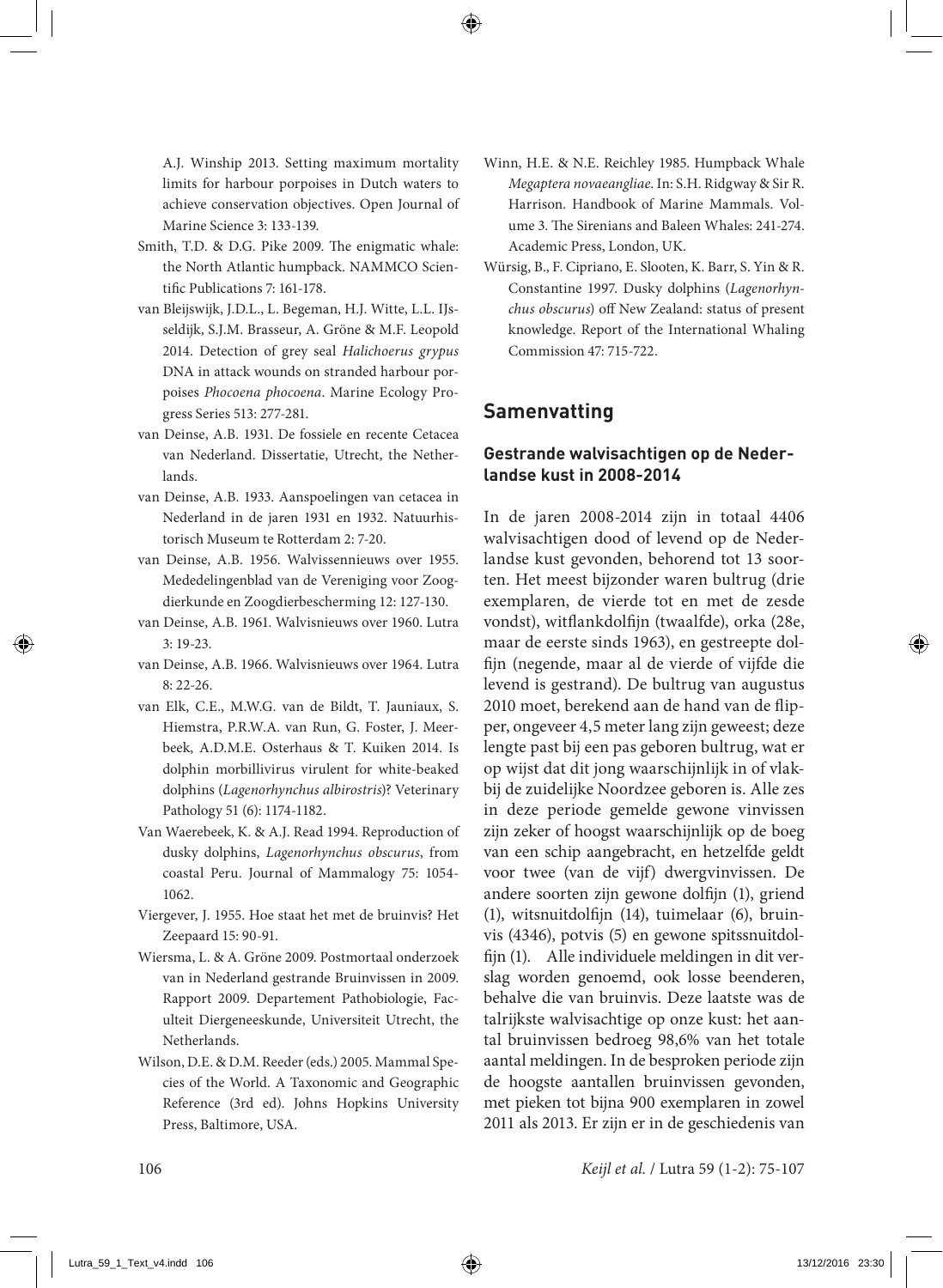A.J. Winship 2013. Setting maximum mortality limits for harbour porpoises in Dutch waters to achieve conservation objectives. Open Journal of Marine Science 3: 133-139.

Smith, T.D. & D.G. Pike 2009. The enigmatic whale: the North Atlantic humpback. NAMMCO Scientific Publications 7: 161-178.

van Bleijswijk, J.D.L., L. Begeman, H.J. Witte, L.L. IJsseldijk, S.J.M. Brasseur, A. Gröne & M.F. Leopold 2014. Detection of grey seal *Halichoerus grypus* DNA in attack wounds on stranded harbour porpoises *Phocoena phocoena*. Marine Ecology Progress Series 513: 277-281.

van Deinse, A.B. 1931. De fossiele en recente Cetacea van Nederland. Dissertatie, Utrecht, the Netherlands.

van Deinse, A.B. 1933. Aanspoelingen van cetacea in Nederland in de jaren 1931 en 1932. Natuurhistorisch Museum te Rotterdam 2: 7-20.

van Deinse, A.B. 1956. Walvissennieuws over 1955. Mededelingenblad van de Vereniging voor Zoogdierkunde en Zoogdierbescherming 12: 127-130.

van Deinse, A.B. 1961. Walvisnieuws over 1960. Lutra 3: 19-23.

van Deinse, A.B. 1966. Walvisnieuws over 1964. Lutra 8: 22-26.

van Elk, C.E., M.W.G. van de Bildt, T. Jauniaux, S. Hiemstra, P.R.W.A. van Run, G. Foster, J. Meerbeek, A.D.M.E. Osterhaus & T. Kuiken 2014. Is dolphin morbillivirus virulent for white-beaked dolphins (*Lagenorhynchus albirostris*)? Veterinary Pathology 51 (6): 1174-1182.

Van Waerebeek, K. & A.J. Read 1994. Reproduction of dusky dolphins, *Lagenorhynchus obscurus*, from coastal Peru. Journal of Mammalogy 75: 1054-1062.

Viergever, J. 1955. Hoe staat het met de bruinvis? Het Zeepaard 15: 90-91.

Wiersma, L. & A. Gröne 2009. Postmortaal onderzoek van in Nederland gestrande Bruinvissen in 2009. Rapport 2009. Departement Pathobiologie, Faculteit Diergeneeskunde, Universiteit Utrecht, the Netherlands.

Wilson, D.E. & D.M. Reeder (eds.) 2005. Mammal Species of the World. A Taxonomic and Geographic Reference (3rd ed). Johns Hopkins University Press, Baltimore, USA.

Winn, H.E. & N.E. Reichley 1985. Humpback Whale *Megaptera novaeangliae*. In: S.H. Ridgway & Sir R. Harrison. Handbook of Marine Mammals. Volume 3. The Sirenians and Baleen Whales: 241-274. Academic Press, London, UK.

Würsig, B., F. Cipriano, E. Slooten, K. Barr, S. Yin & R. Constantine 1997. Dusky dolphins (*Lagenorhynchus obscurus*) off New Zealand: status of present knowledge. Report of the International Whaling Commission 47: 715-722.

## Samenvatting

### Gestrande walvisachtigen op de Nederlandse kust in 2008-2014

In de jaren 2008-2014 zijn in totaal 4406 walvisachtigen dood of levend op de Nederlandse kust gevonden, behorend tot 13 soorten. Het meest bijzonder waren bultrug (drie exemplaren, de vierde tot en met de zesde vondst), witflankdolfijn (twaalfde), orka (28e, maar de eerste sinds 1963), en gestreepte dolfijn (negende, maar al de vierde of vijfde die levend is gestrand). De bultrug van augustus 2010 moet, berekend aan de hand van de flipper, ongeveer 4,5 meter lang zijn geweest; deze lengte past bij een pas geboren bultrug, wat er op wijst dat dit jong waarschijnlijk in of vlakbij de zuidelijke Noordzee geboren is. Alle zes in deze periode gemelde gewone vinvissen zijn zeker of hoogst waarschijnlijk op de boeg van een schip aangebracht, en hetzelfde geldt voor twee (van de vijf) dwergvinvissen. De andere soorten zijn gewone dolfijn (1), griend (1), witsnuitdolfijn (14), tuimelaar (6), bruinvis (4346), potvis (5) en gewone spitssnuitdolfijn (1). Alle individuele meldingen in dit verslag worden genoemd, ook losse beenderen, behalve die van bruinvis. Deze laatste was de talrijkste walvisachtige op onze kust: het aantal bruinvissen bedroeg 98,6% van het totale aantal meldingen. In de besproken periode zijn de hoogste aantallen bruinvissen gevonden, met pieken tot bijna 900 exemplaren in zowel 2011 als 2013. Er zijn er in de geschiedenis van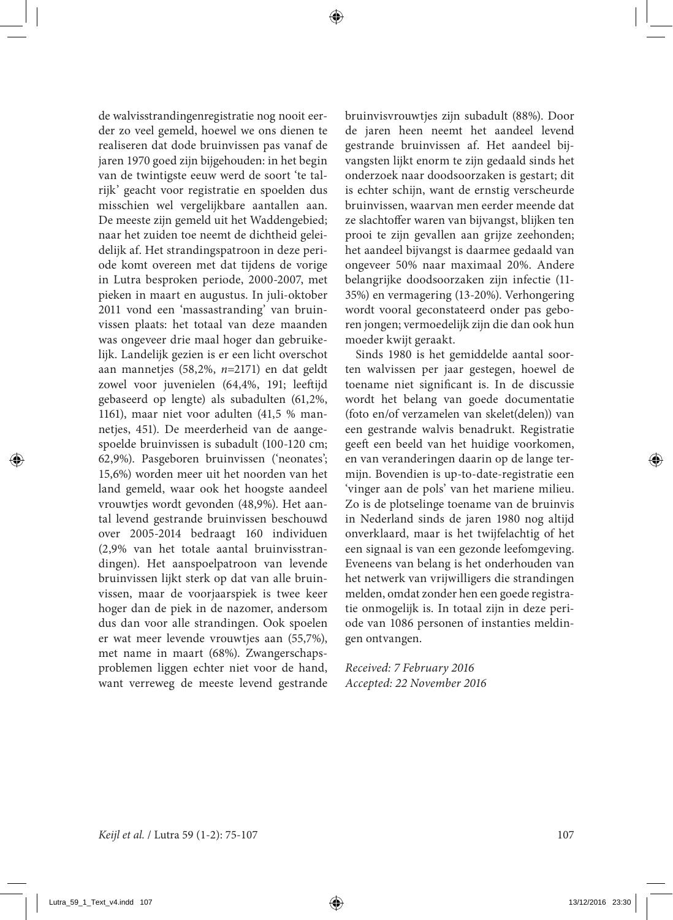de walvisstrandingenregistratie nog nooit eerder zo veel gemeld, hoewel we ons dienen te realiseren dat dode bruinvissen pas vanaf de jaren 1970 goed zijn bijgehouden: in het begin van de twintigste eeuw werd de soort 'te talrijk' geacht voor registratie en spoelden dus misschien wel vergelijkbare aantallen aan. De meeste zijn gemeld uit het Waddengebied; naar het zuiden toe neemt de dichtheid geleidelijk af. Het strandingspatroon in deze periode komt overeen met dat tijdens de vorige in Lutra besproken periode, 2000-2007, met pieken in maart en augustus. In juli-oktober 2011 vond een 'massastranding' van bruinvissen plaats: het totaal van deze maanden was ongeveer drie maal hoger dan gebruikelijk. Landelijk gezien is er een licht overschot aan mannetjes (58,2%, *n*=2171) en dat geldt zowel voor juvenielen (64,4%, 191; leeftijd gebaseerd op lengte) als subadulten (61,2%, 1161), maar niet voor adulten (41,5 % mannetjes, 451). De meerderheid van de aangespoelde bruinvissen is subadult (100-120 cm; 62,9%). Pasgeboren bruinvissen ('neonates'; 15,6%) worden meer uit het noorden van het land gemeld, waar ook het hoogste aandeel vrouwtjes wordt gevonden (48,9%). Het aantal levend gestrande bruinvissen beschouwd over 2005-2014 bedraagt 160 individuen (2,9% van het totale aantal bruinvisstrandingen). Het aanspoelpatroon van levende bruinvissen lijkt sterk op dat van alle bruinvissen, maar de voorjaarspiek is twee keer hoger dan de piek in de nazomer, andersom dus dan voor alle strandingen. Ook spoelen er wat meer levende vrouwtjes aan (55,7%), met name in maart (68%). Zwangerschapsproblemen liggen echter niet voor de hand, want verreweg de meeste levend gestrande bruinvisvrouwtjes zijn subadult (88%). Door de jaren heen neemt het aandeel levend gestrande bruinvissen af. Het aandeel bijvangsten lijkt enorm te zijn gedaald sinds het onderzoek naar doodsoorzaken is gestart; dit is echter schijn, want de ernstig verscheurde bruinvissen, waarvan men eerder meende dat ze slachtoffer waren van bijvangst, blijken ten prooi te zijn gevallen aan grijze zeehonden; het aandeel bijvangst is daarmee gedaald van ongeveer 50% naar maximaal 20%. Andere belangrijke doodsoorzaken zijn infectie (11-35%) en vermagering (13-20%). Verhongering wordt vooral geconstateerd onder pas geboren jongen; vermoedelijk zijn die dan ook hun moeder kwijt geraakt.

Sinds 1980 is het gemiddelde aantal soorten walvissen per jaar gestegen, hoewel de toename niet significant is. In de discussie wordt het belang van goede documentatie (foto en/of verzamelen van skelet(delen)) van een gestrande walvis benadrukt. Registratie geeft een beeld van het huidige voorkomen, en van veranderingen daarin op de lange termijn. Bovendien is up-to-date-registratie een 'vinger aan de pols' van het mariene milieu. Zo is de plotselinge toename van de bruinvis in Nederland sinds de jaren 1980 nog altijd onverklaard, maar is het twijfelachtig of het een signaal is van een gezonde leefomgeving. Eveneens van belang is het onderhouden van het netwerk van vrijwilligers die strandingen melden, omdat zonder hen een goede registratie onmogelijk is. In totaal zijn in deze periode van 1086 personen of instanties meldingen ontvangen.

*Received: 7 February 2016*
*Accepted: 22 November 2016*